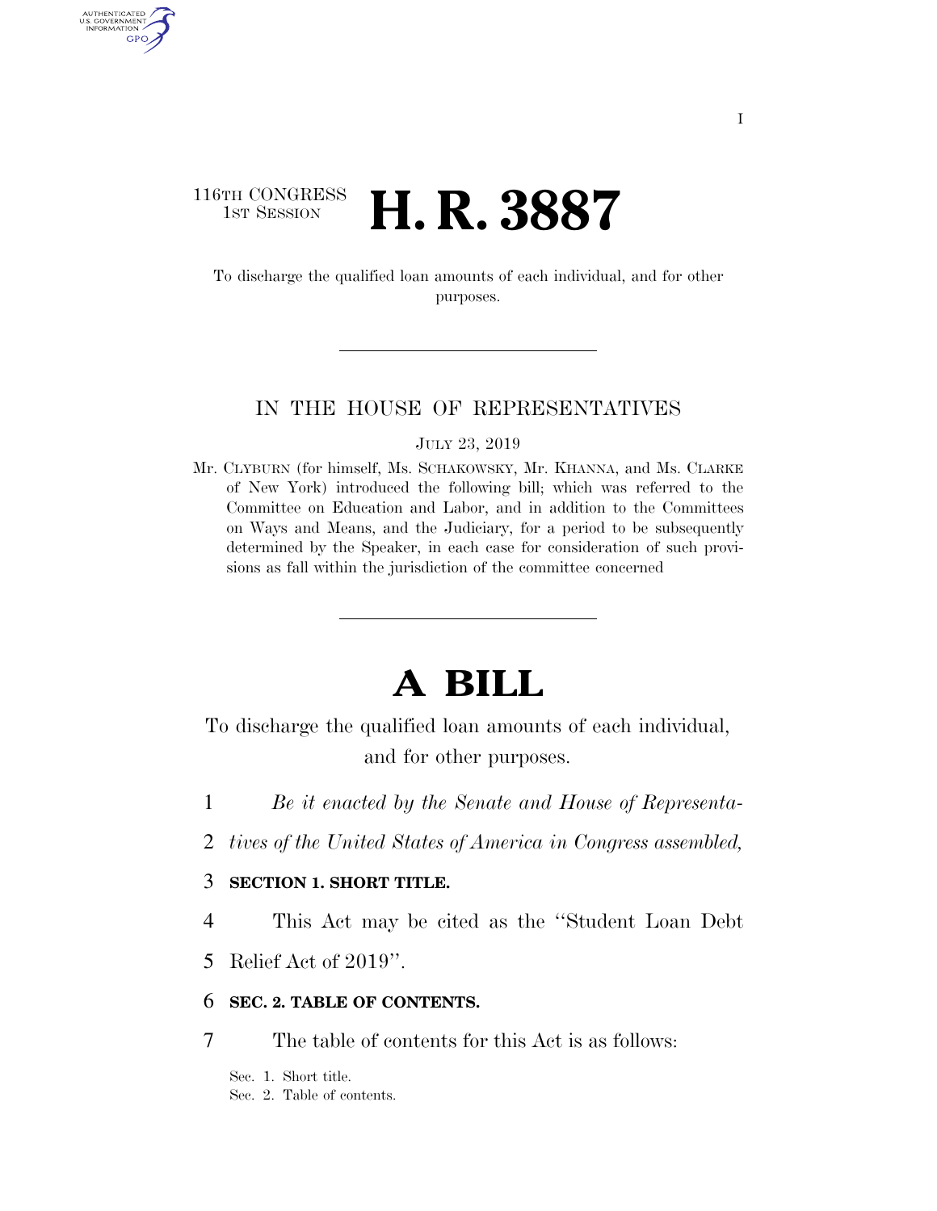116TH CONGRESS
1ST SESSION

# H. R. 3887

To discharge the qualified loan amounts of each individual, and for other purposes.

IN THE HOUSE OF REPRESENTATIVES

JULY 23, 2019

Mr. CLYBURN (for himself, Ms. SCHAKOWSKY, Mr. KHANNA, and Ms. CLARKE of New York) introduced the following bill; which was referred to the Committee on Education and Labor, and in addition to the Committees on Ways and Means, and the Judiciary, for a period to be subsequently determined by the Speaker, in each case for consideration of such provisions as fall within the jurisdiction of the committee concerned

# A BILL

To discharge the qualified loan amounts of each individual, and for other purposes.

1 *Be it enacted by the Senate and House of Representa-*
2 *tives of the United States of America in Congress assembled,*

3 **SECTION 1. SHORT TITLE.**

4 This Act may be cited as the ''Student Loan Debt
5 Relief Act of 2019''.

6 **SEC. 2. TABLE OF CONTENTS.**

7 The table of contents for this Act is as follows:

Sec. 1. Short title.
Sec. 2. Table of contents.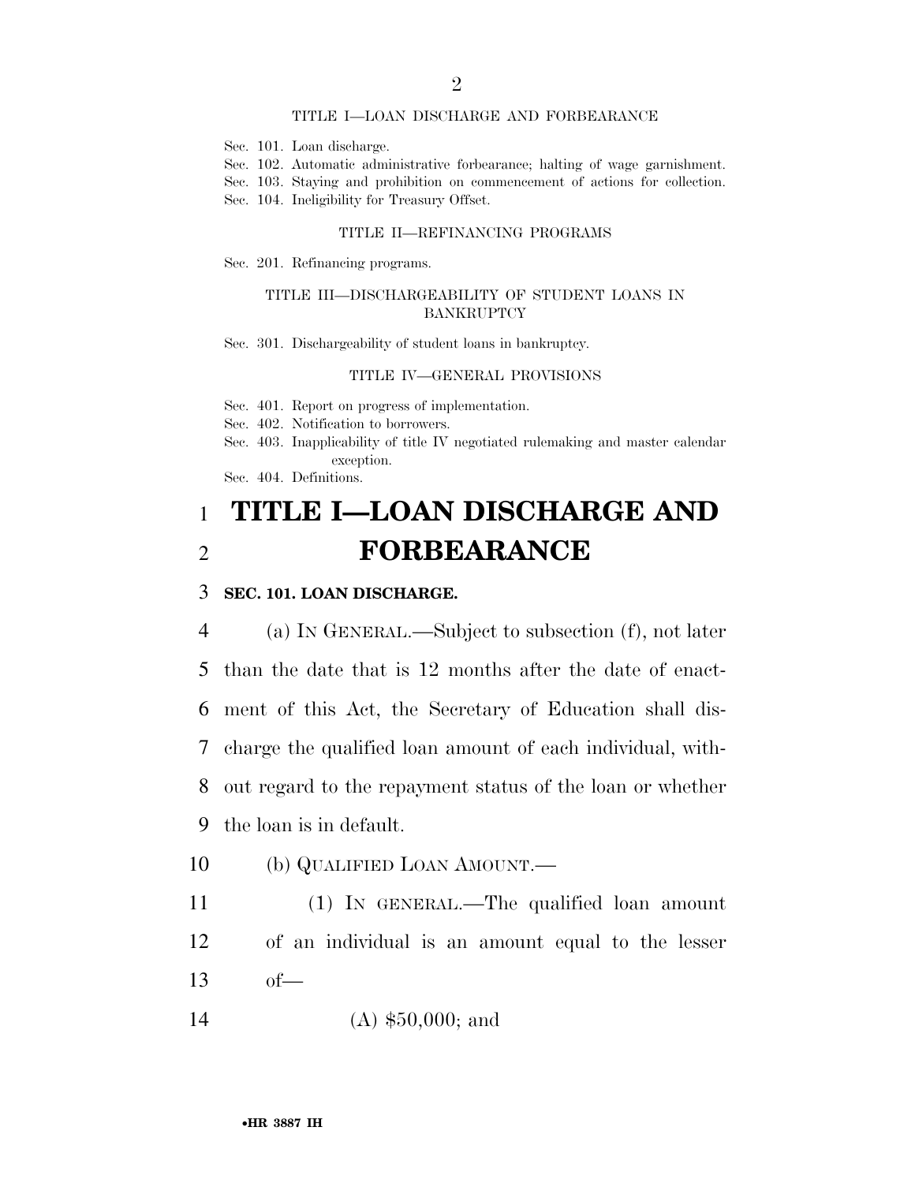TITLE I—LOAN DISCHARGE AND FORBEARANCE

Sec. 101. Loan discharge.
Sec. 102. Automatic administrative forbearance; halting of wage garnishment.
Sec. 103. Staying and prohibition on commencement of actions for collection.
Sec. 104. Ineligibility for Treasury Offset.

TITLE II—REFINANCING PROGRAMS

Sec. 201. Refinancing programs.

TITLE III—DISCHARGEABILITY OF STUDENT LOANS IN BANKRUPTCY

Sec. 301. Dischargeability of student loans in bankruptcy.

TITLE IV—GENERAL PROVISIONS

Sec. 401. Report on progress of implementation.
Sec. 402. Notification to borrowers.
Sec. 403. Inapplicability of title IV negotiated rulemaking and master calendar exception.
Sec. 404. Definitions.

# TITLE I—LOAN DISCHARGE AND FORBEARANCE

**SEC. 101. LOAN DISCHARGE.**

(a) IN GENERAL.—Subject to subsection (f), not later than the date that is 12 months after the date of enactment of this Act, the Secretary of Education shall discharge the qualified loan amount of each individual, without regard to the repayment status of the loan or whether the loan is in default.

(b) QUALIFIED LOAN AMOUNT.—

(1) IN GENERAL.—The qualified loan amount of an individual is an amount equal to the lesser of—

(A) $50,000; and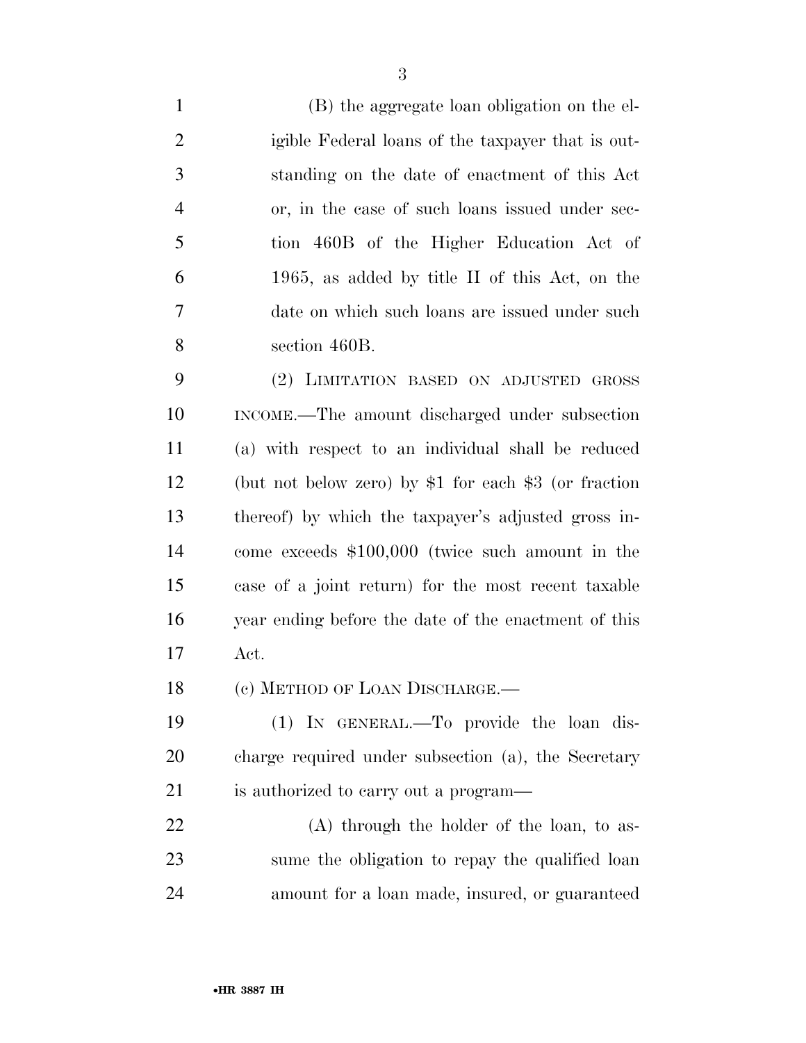(B) the aggregate loan obligation on the eligible Federal loans of the taxpayer that is outstanding on the date of enactment of this Act or, in the case of such loans issued under section 460B of the Higher Education Act of 1965, as added by title II of this Act, on the date on which such loans are issued under such section 460B.

(2) LIMITATION BASED ON ADJUSTED GROSS INCOME.—The amount discharged under subsection (a) with respect to an individual shall be reduced (but not below zero) by $1 for each $3 (or fraction thereof) by which the taxpayer's adjusted gross income exceeds $100,000 (twice such amount in the case of a joint return) for the most recent taxable year ending before the date of the enactment of this Act.

(c) METHOD OF LOAN DISCHARGE.—

(1) IN GENERAL.—To provide the loan discharge required under subsection (a), the Secretary is authorized to carry out a program—

(A) through the holder of the loan, to assume the obligation to repay the qualified loan amount for a loan made, insured, or guaranteed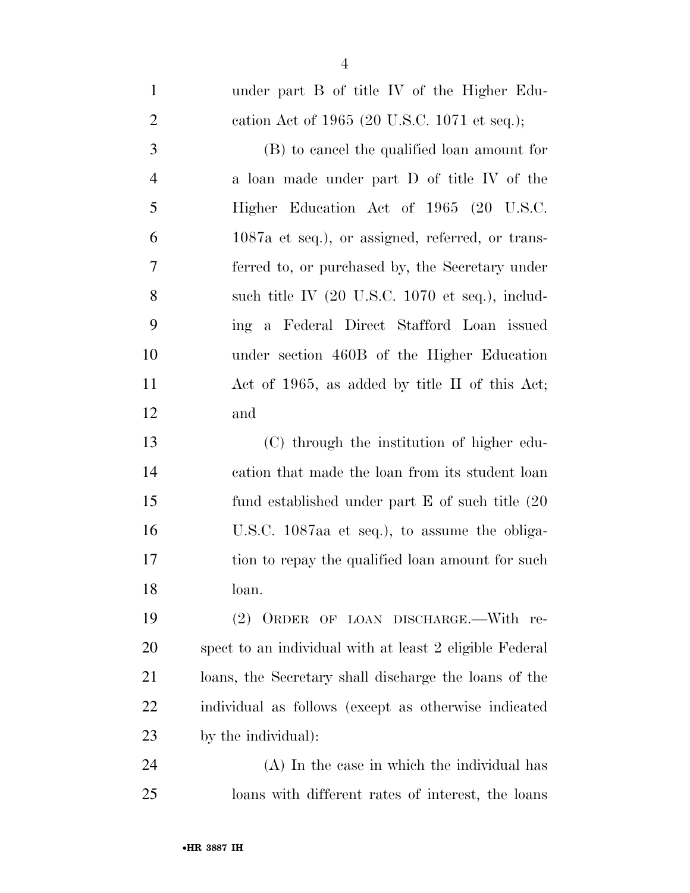under part B of title IV of the Higher Education Act of 1965 (20 U.S.C. 1071 et seq.);

(B) to cancel the qualified loan amount for a loan made under part D of title IV of the Higher Education Act of 1965 (20 U.S.C. 1087a et seq.), or assigned, referred, or transferred to, or purchased by, the Secretary under such title IV (20 U.S.C. 1070 et seq.), including a Federal Direct Stafford Loan issued under section 460B of the Higher Education Act of 1965, as added by title II of this Act; and

(C) through the institution of higher education that made the loan from its student loan fund established under part E of such title (20 U.S.C. 1087aa et seq.), to assume the obligation to repay the qualified loan amount for such loan.

(2) ORDER OF LOAN DISCHARGE.—With respect to an individual with at least 2 eligible Federal loans, the Secretary shall discharge the loans of the individual as follows (except as otherwise indicated by the individual):

(A) In the case in which the individual has loans with different rates of interest, the loans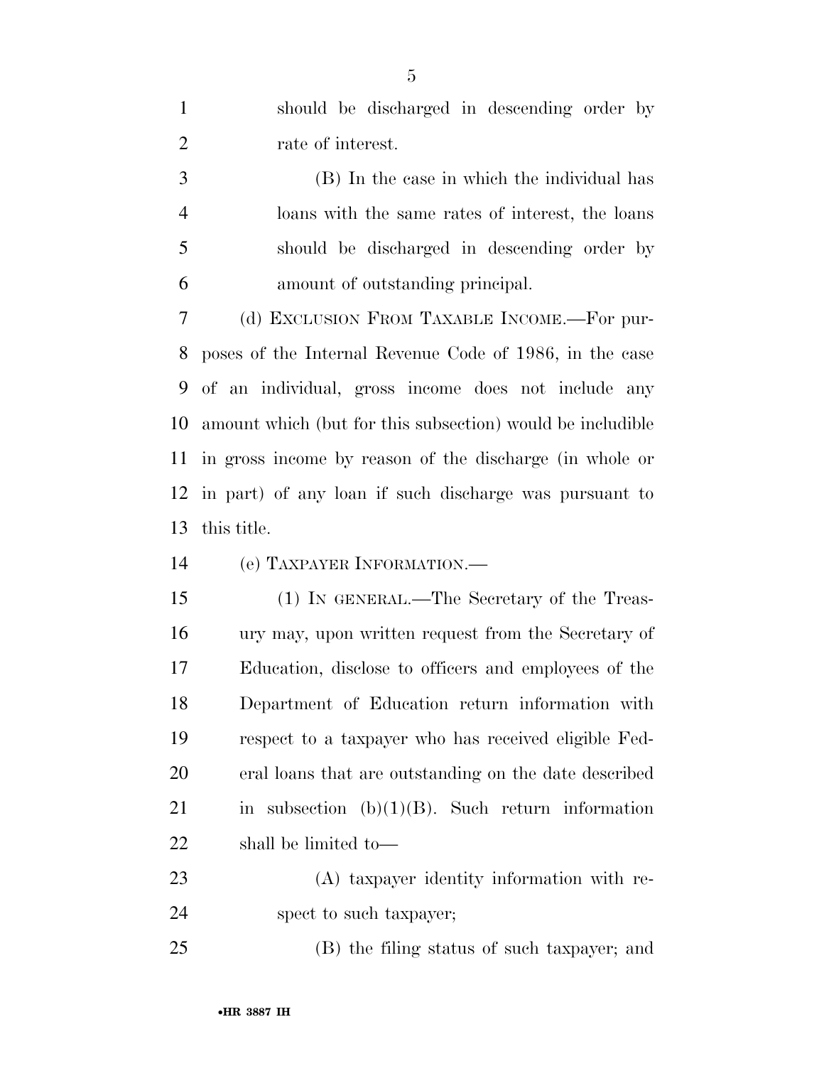should be discharged in descending order by rate of interest.

(B) In the case in which the individual has loans with the same rates of interest, the loans should be discharged in descending order by amount of outstanding principal.

(d) EXCLUSION FROM TAXABLE INCOME.—For purposes of the Internal Revenue Code of 1986, in the case of an individual, gross income does not include any amount which (but for this subsection) would be includible in gross income by reason of the discharge (in whole or in part) of any loan if such discharge was pursuant to this title.

(e) TAXPAYER INFORMATION.—

(1) IN GENERAL.—The Secretary of the Treasury may, upon written request from the Secretary of Education, disclose to officers and employees of the Department of Education return information with respect to a taxpayer who has received eligible Federal loans that are outstanding on the date described in subsection (b)(1)(B). Such return information shall be limited to—

(A) taxpayer identity information with respect to such taxpayer;

(B) the filing status of such taxpayer; and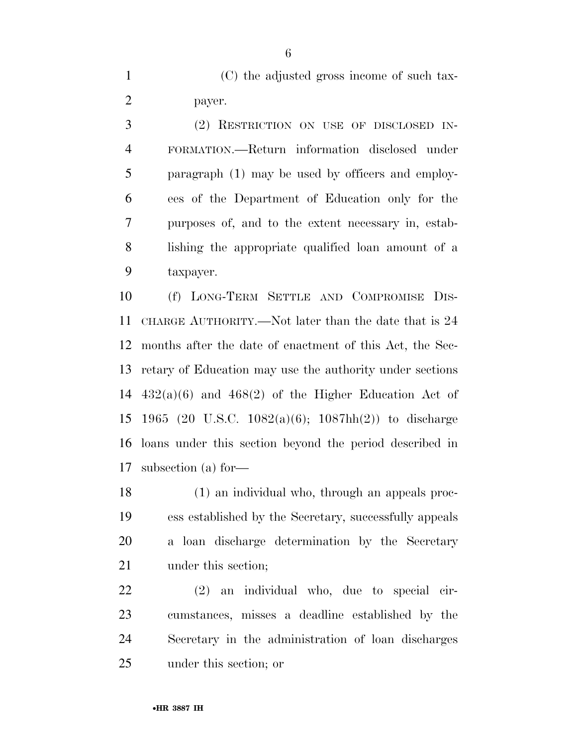(C) the adjusted gross income of such taxpayer.

(2) RESTRICTION ON USE OF DISCLOSED INFORMATION.—Return information disclosed under paragraph (1) may be used by officers and employees of the Department of Education only for the purposes of, and to the extent necessary in, establishing the appropriate qualified loan amount of a taxpayer.

(f) LONG-TERM SETTLE AND COMPROMISE DISCHARGE AUTHORITY.—Not later than the date that is 24 months after the date of enactment of this Act, the Secretary of Education may use the authority under sections 432(a)(6) and 468(2) of the Higher Education Act of 1965 (20 U.S.C. 1082(a)(6); 1087hh(2)) to discharge loans under this section beyond the period described in subsection (a) for—

(1) an individual who, through an appeals process established by the Secretary, successfully appeals a loan discharge determination by the Secretary under this section;

(2) an individual who, due to special circumstances, misses a deadline established by the Secretary in the administration of loan discharges under this section; or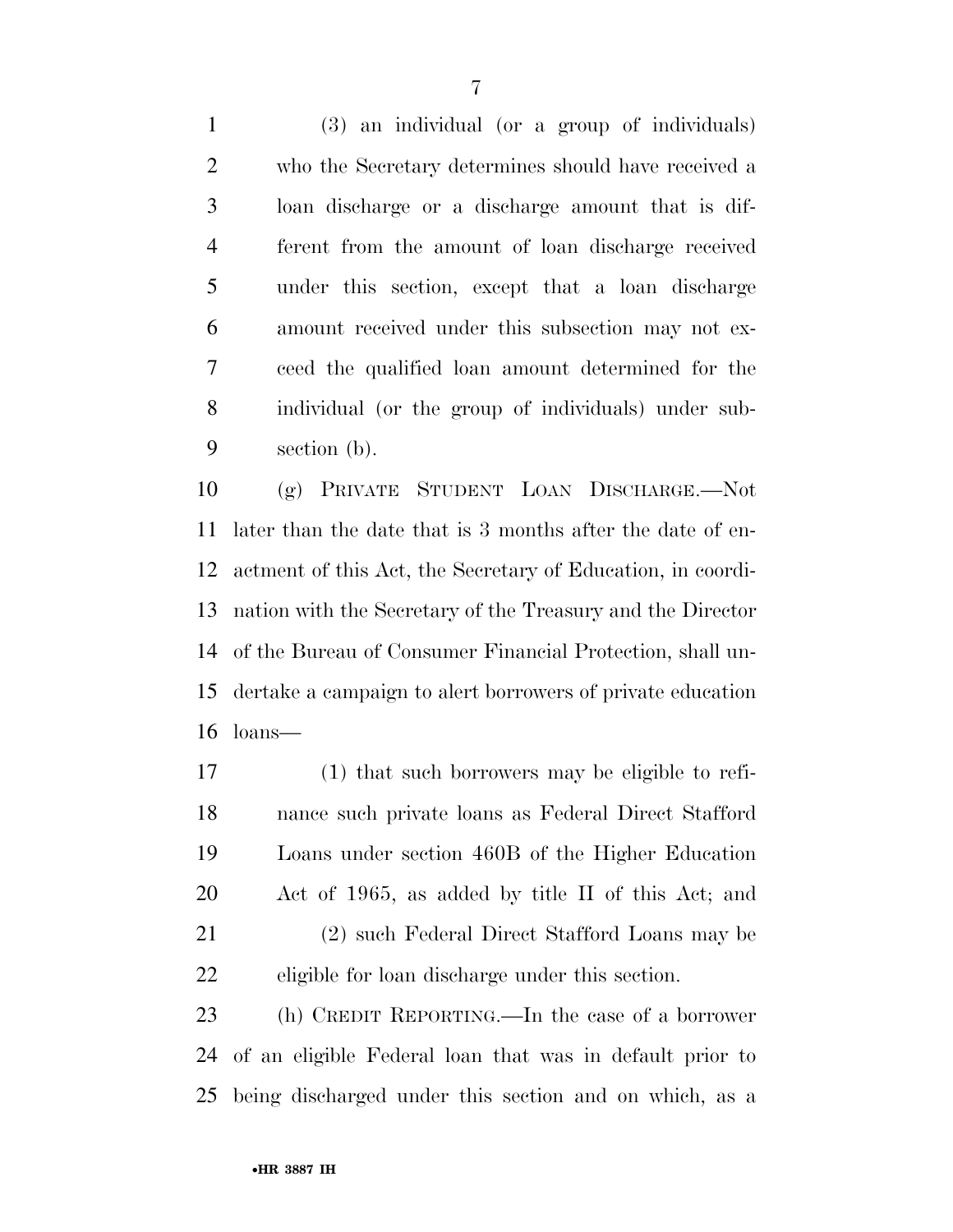(3) an individual (or a group of individuals) who the Secretary determines should have received a loan discharge or a discharge amount that is different from the amount of loan discharge received under this section, except that a loan discharge amount received under this subsection may not exceed the qualified loan amount determined for the individual (or the group of individuals) under subsection (b).

(g) PRIVATE STUDENT LOAN DISCHARGE.—Not later than the date that is 3 months after the date of enactment of this Act, the Secretary of Education, in coordination with the Secretary of the Treasury and the Director of the Bureau of Consumer Financial Protection, shall undertake a campaign to alert borrowers of private education loans—

(1) that such borrowers may be eligible to refinance such private loans as Federal Direct Stafford Loans under section 460B of the Higher Education Act of 1965, as added by title II of this Act; and

(2) such Federal Direct Stafford Loans may be eligible for loan discharge under this section.

(h) CREDIT REPORTING.—In the case of a borrower of an eligible Federal loan that was in default prior to being discharged under this section and on which, as a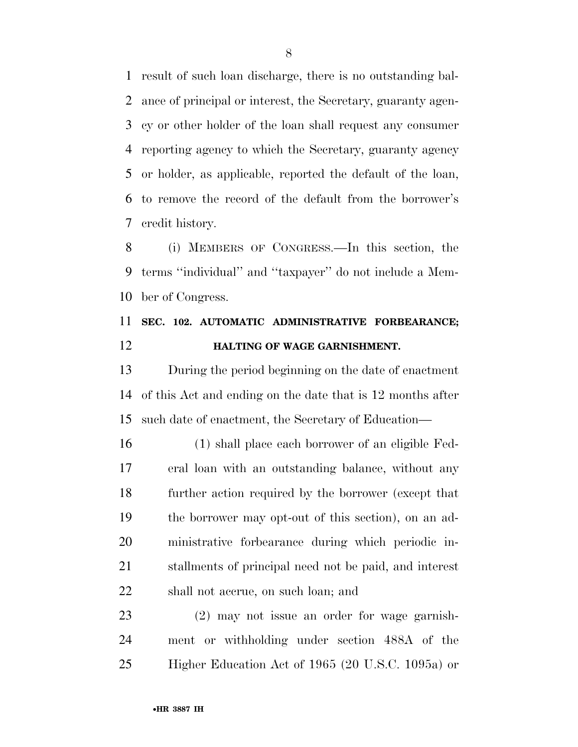result of such loan discharge, there is no outstanding balance of principal or interest, the Secretary, guaranty agency or other holder of the loan shall request any consumer reporting agency to which the Secretary, guaranty agency or holder, as applicable, reported the default of the loan, to remove the record of the default from the borrower's credit history.

(i) MEMBERS OF CONGRESS.—In this section, the terms ''individual'' and ''taxpayer'' do not include a Member of Congress.

**SEC. 102. AUTOMATIC ADMINISTRATIVE FORBEARANCE; HALTING OF WAGE GARNISHMENT.**

During the period beginning on the date of enactment of this Act and ending on the date that is 12 months after such date of enactment, the Secretary of Education—

(1) shall place each borrower of an eligible Federal loan with an outstanding balance, without any further action required by the borrower (except that the borrower may opt-out of this section), on an administrative forbearance during which periodic installments of principal need not be paid, and interest shall not accrue, on such loan; and

(2) may not issue an order for wage garnishment or withholding under section 488A of the Higher Education Act of 1965 (20 U.S.C. 1095a) or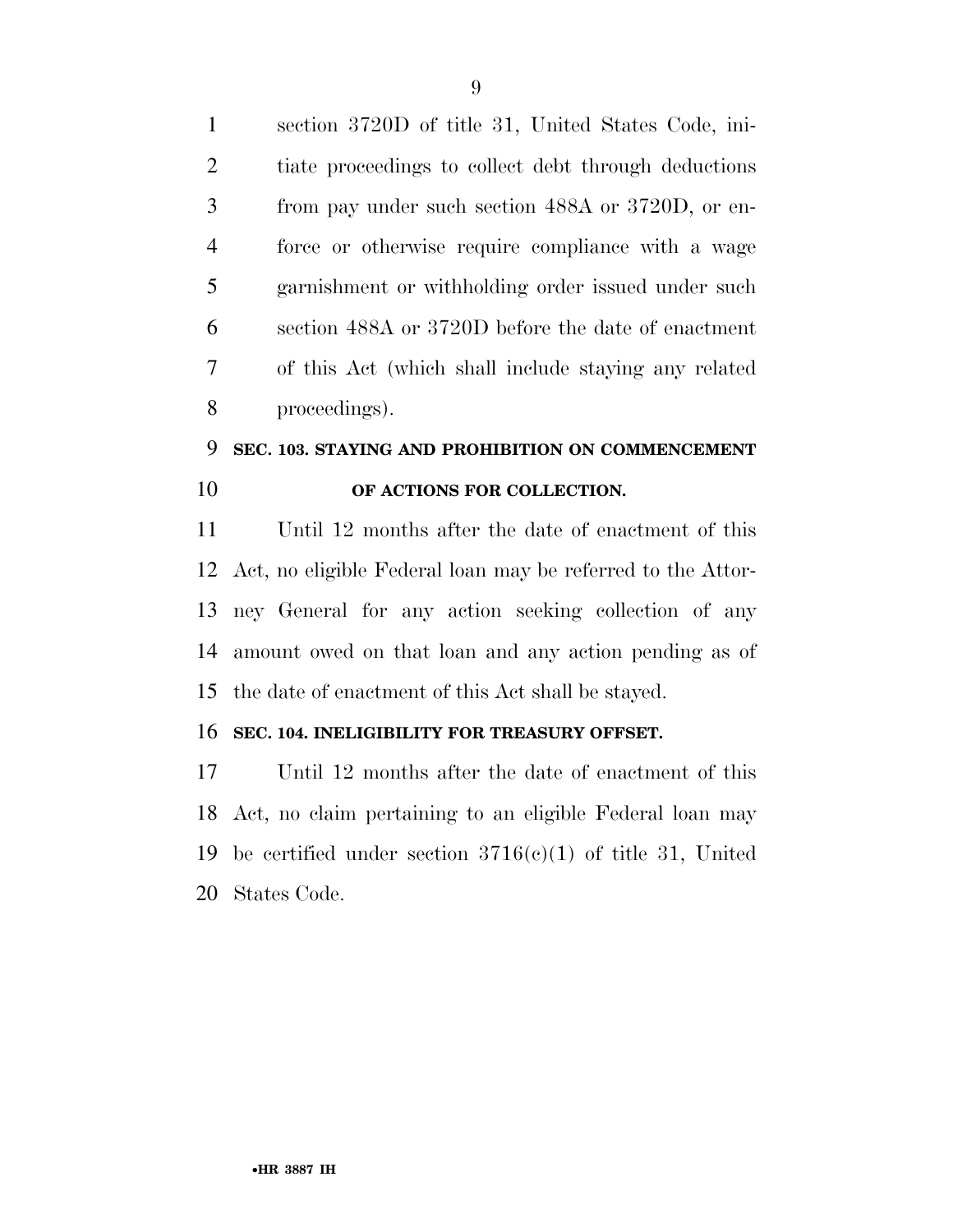section 3720D of title 31, United States Code, initiate proceedings to collect debt through deductions from pay under such section 488A or 3720D, or enforce or otherwise require compliance with a wage garnishment or withholding order issued under such section 488A or 3720D before the date of enactment of this Act (which shall include staying any related proceedings).

### SEC. 103. STAYING AND PROHIBITION ON COMMENCEMENT OF ACTIONS FOR COLLECTION.

Until 12 months after the date of enactment of this Act, no eligible Federal loan may be referred to the Attorney General for any action seeking collection of any amount owed on that loan and any action pending as of the date of enactment of this Act shall be stayed.

### SEC. 104. INELIGIBILITY FOR TREASURY OFFSET.

Until 12 months after the date of enactment of this Act, no claim pertaining to an eligible Federal loan may be certified under section 3716(c)(1) of title 31, United States Code.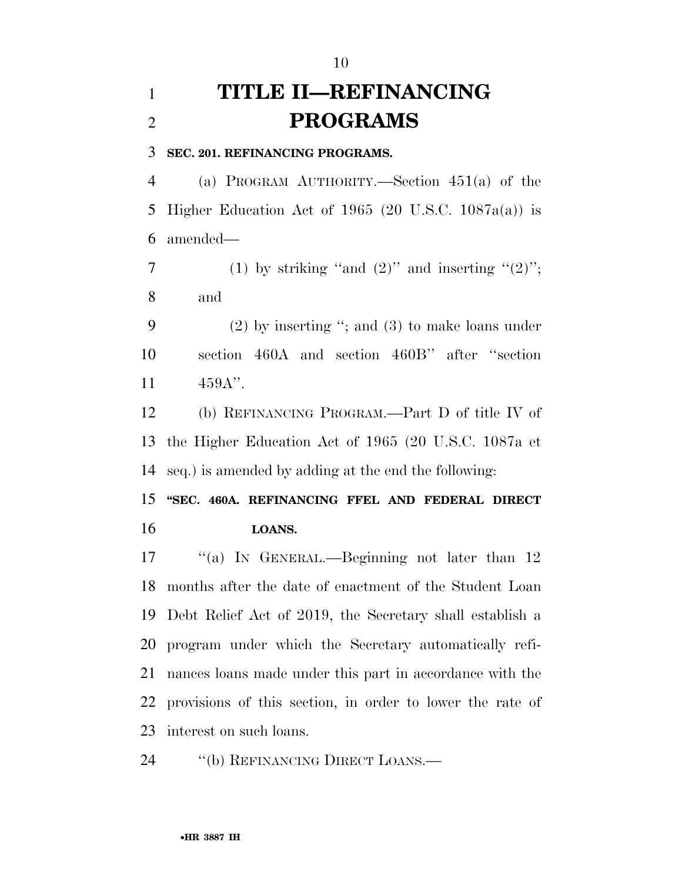# TITLE II—REFINANCING PROGRAMS

**SEC. 201. REFINANCING PROGRAMS.**

(a) PROGRAM AUTHORITY.—Section 451(a) of the Higher Education Act of 1965 (20 U.S.C. 1087a(a)) is amended—

(1) by striking "and (2)" and inserting "(2)"; and

(2) by inserting "; and (3) to make loans under section 460A and section 460B" after "section 459A".

(b) REFINANCING PROGRAM.—Part D of title IV of the Higher Education Act of 1965 (20 U.S.C. 1087a et seq.) is amended by adding at the end the following:

**"SEC. 460A. REFINANCING FFEL AND FEDERAL DIRECT LOANS.**

"(a) IN GENERAL.—Beginning not later than 12 months after the date of enactment of the Student Loan Debt Relief Act of 2019, the Secretary shall establish a program under which the Secretary automatically refinances loans made under this part in accordance with the provisions of this section, in order to lower the rate of interest on such loans.

"(b) REFINANCING DIRECT LOANS.—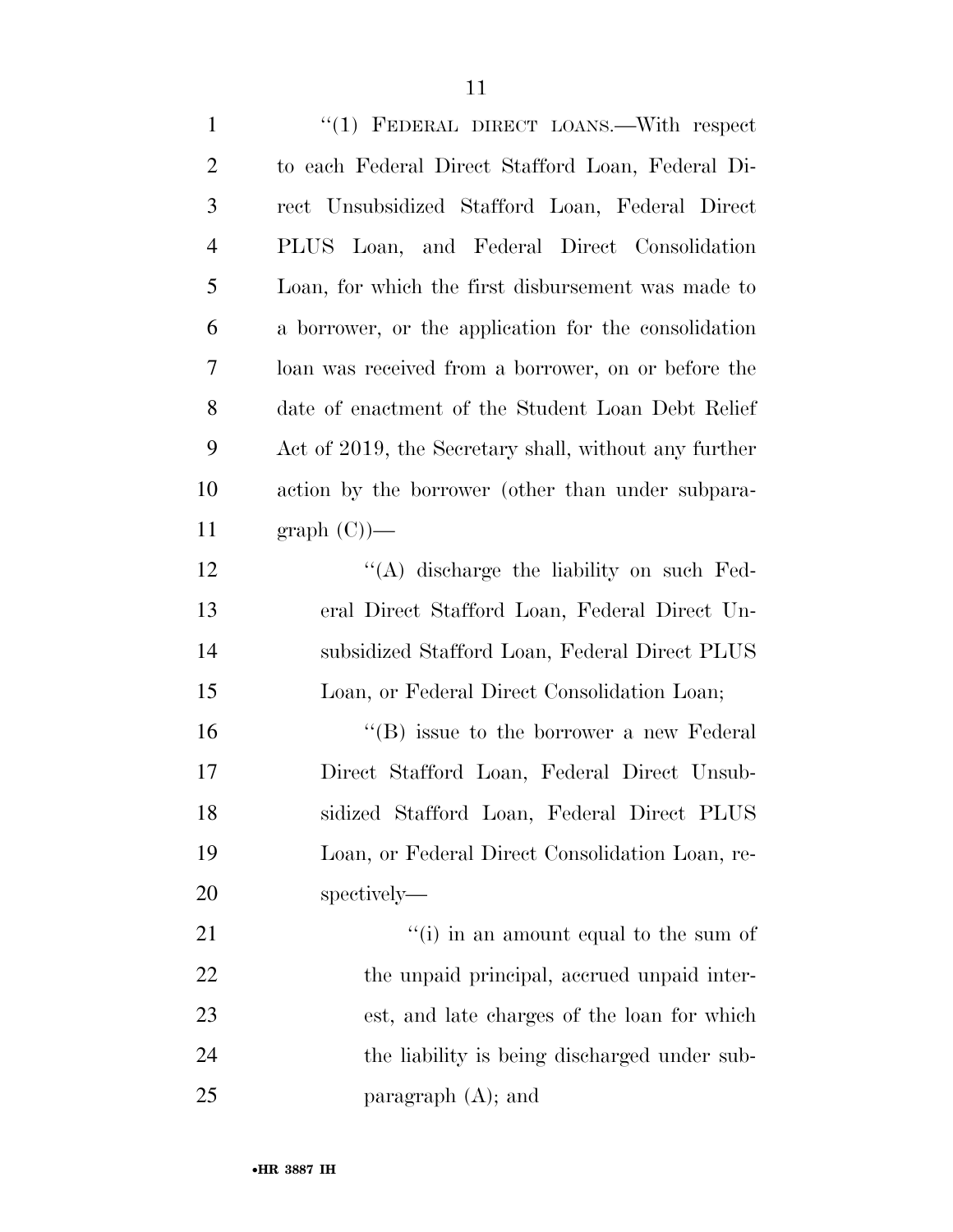"(1) FEDERAL DIRECT LOANS.—With respect to each Federal Direct Stafford Loan, Federal Direct Unsubsidized Stafford Loan, Federal Direct PLUS Loan, and Federal Direct Consolidation Loan, for which the first disbursement was made to a borrower, or the application for the consolidation loan was received from a borrower, on or before the date of enactment of the Student Loan Debt Relief Act of 2019, the Secretary shall, without any further action by the borrower (other than under subparagraph (C))—

"(A) discharge the liability on such Federal Direct Stafford Loan, Federal Direct Unsubsidized Stafford Loan, Federal Direct PLUS Loan, or Federal Direct Consolidation Loan;

"(B) issue to the borrower a new Federal Direct Stafford Loan, Federal Direct Unsubsidized Stafford Loan, Federal Direct PLUS Loan, or Federal Direct Consolidation Loan, respectively—

"(i) in an amount equal to the sum of the unpaid principal, accrued unpaid interest, and late charges of the loan for which the liability is being discharged under subparagraph (A); and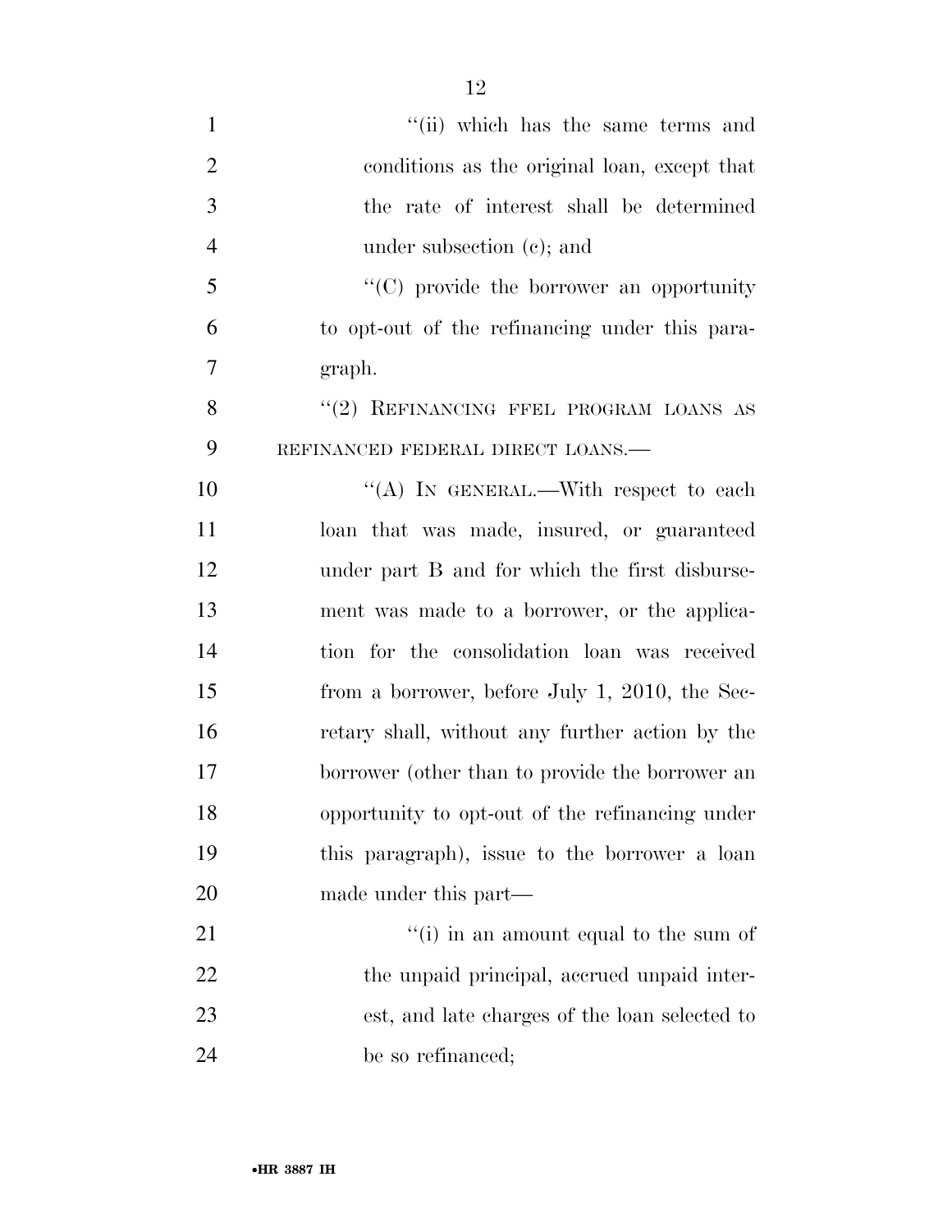"(ii) which has the same terms and conditions as the original loan, except that the rate of interest shall be determined under subsection (c); and

"(C) provide the borrower an opportunity to opt-out of the refinancing under this paragraph.

"(2) REFINANCING FFEL PROGRAM LOANS AS REFINANCED FEDERAL DIRECT LOANS.—

"(A) IN GENERAL.—With respect to each loan that was made, insured, or guaranteed under part B and for which the first disbursement was made to a borrower, or the application for the consolidation loan was received from a borrower, before July 1, 2010, the Secretary shall, without any further action by the borrower (other than to provide the borrower an opportunity to opt-out of the refinancing under this paragraph), issue to the borrower a loan made under this part—

"(i) in an amount equal to the sum of the unpaid principal, accrued unpaid interest, and late charges of the loan selected to be so refinanced;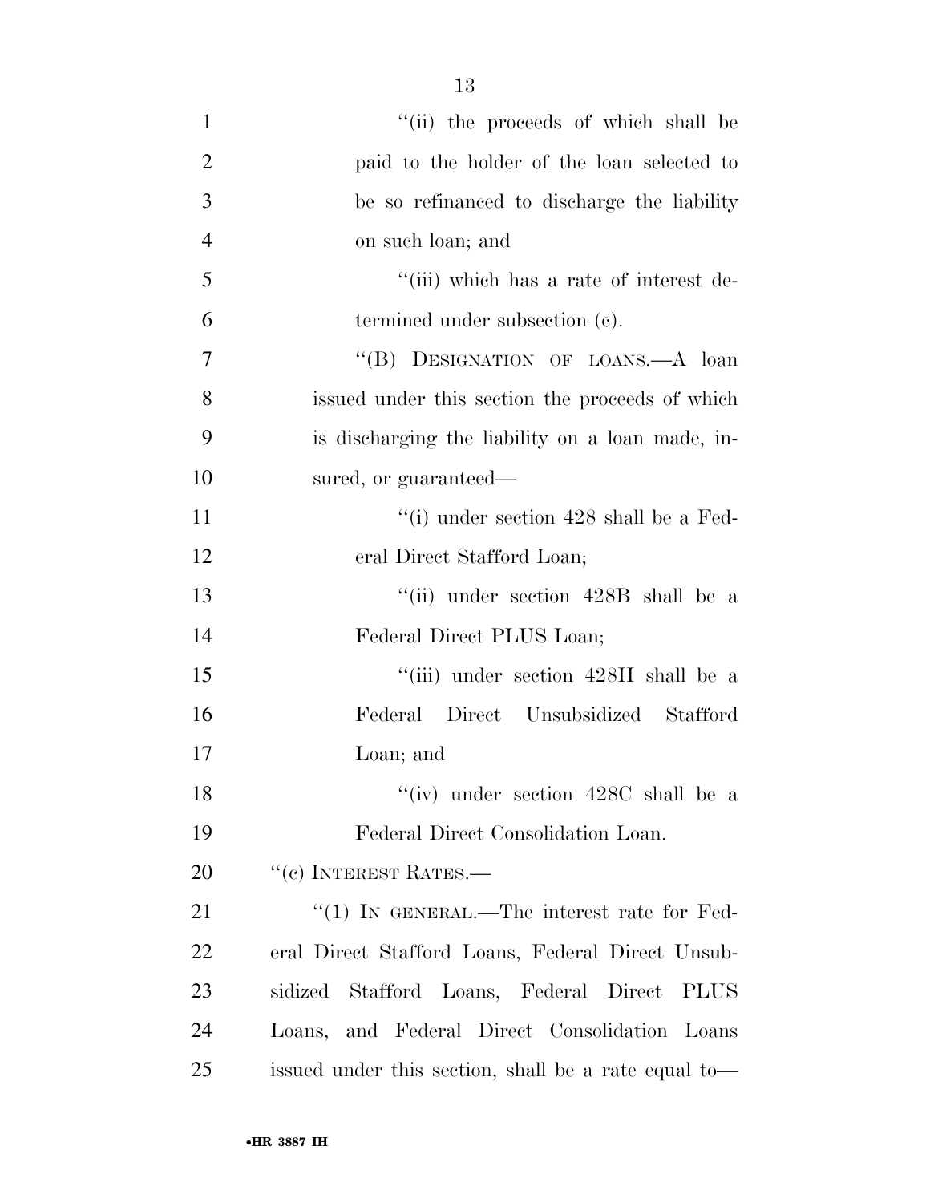''(ii) the proceeds of which shall be paid to the holder of the loan selected to be so refinanced to discharge the liability on such loan; and

''(iii) which has a rate of interest determined under subsection (c).

''(B) DESIGNATION OF LOANS.—A loan issued under this section the proceeds of which is discharging the liability on a loan made, insured, or guaranteed—

''(i) under section 428 shall be a Federal Direct Stafford Loan;

''(ii) under section 428B shall be a Federal Direct PLUS Loan;

''(iii) under section 428H shall be a Federal Direct Unsubsidized Stafford Loan; and

''(iv) under section 428C shall be a Federal Direct Consolidation Loan.

''(c) INTEREST RATES.—

''(1) IN GENERAL.—The interest rate for Federal Direct Stafford Loans, Federal Direct Unsubsidized Stafford Loans, Federal Direct PLUS Loans, and Federal Direct Consolidation Loans issued under this section, shall be a rate equal to—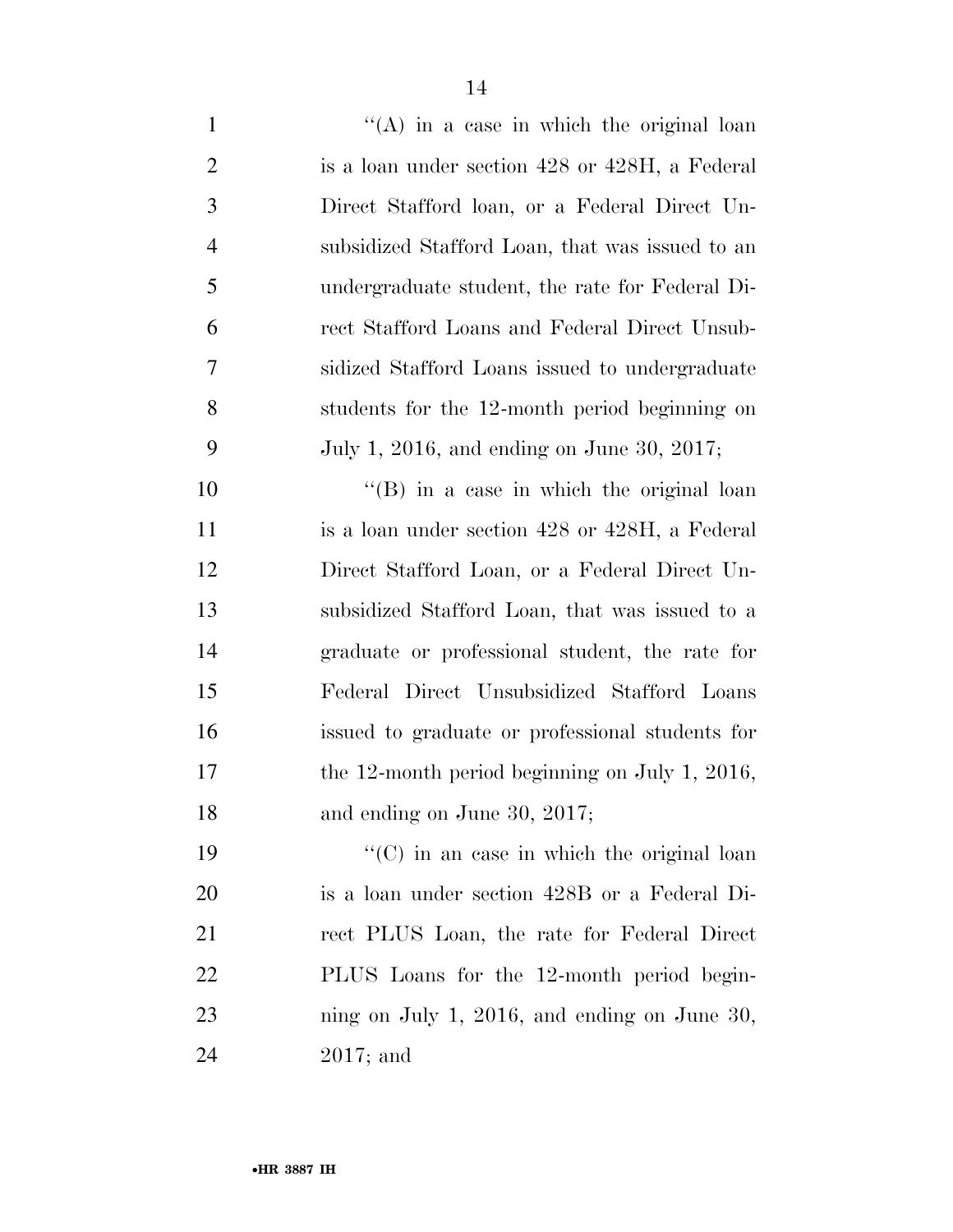''(A) in a case in which the original loan is a loan under section 428 or 428H, a Federal Direct Stafford loan, or a Federal Direct Unsubsidized Stafford Loan, that was issued to an undergraduate student, the rate for Federal Direct Stafford Loans and Federal Direct Unsubsidized Stafford Loans issued to undergraduate students for the 12-month period beginning on July 1, 2016, and ending on June 30, 2017;

''(B) in a case in which the original loan is a loan under section 428 or 428H, a Federal Direct Stafford Loan, or a Federal Direct Unsubsidized Stafford Loan, that was issued to a graduate or professional student, the rate for Federal Direct Unsubsidized Stafford Loans issued to graduate or professional students for the 12-month period beginning on July 1, 2016, and ending on June 30, 2017;

''(C) in an case in which the original loan is a loan under section 428B or a Federal Direct PLUS Loan, the rate for Federal Direct PLUS Loans for the 12-month period beginning on July 1, 2016, and ending on June 30, 2017; and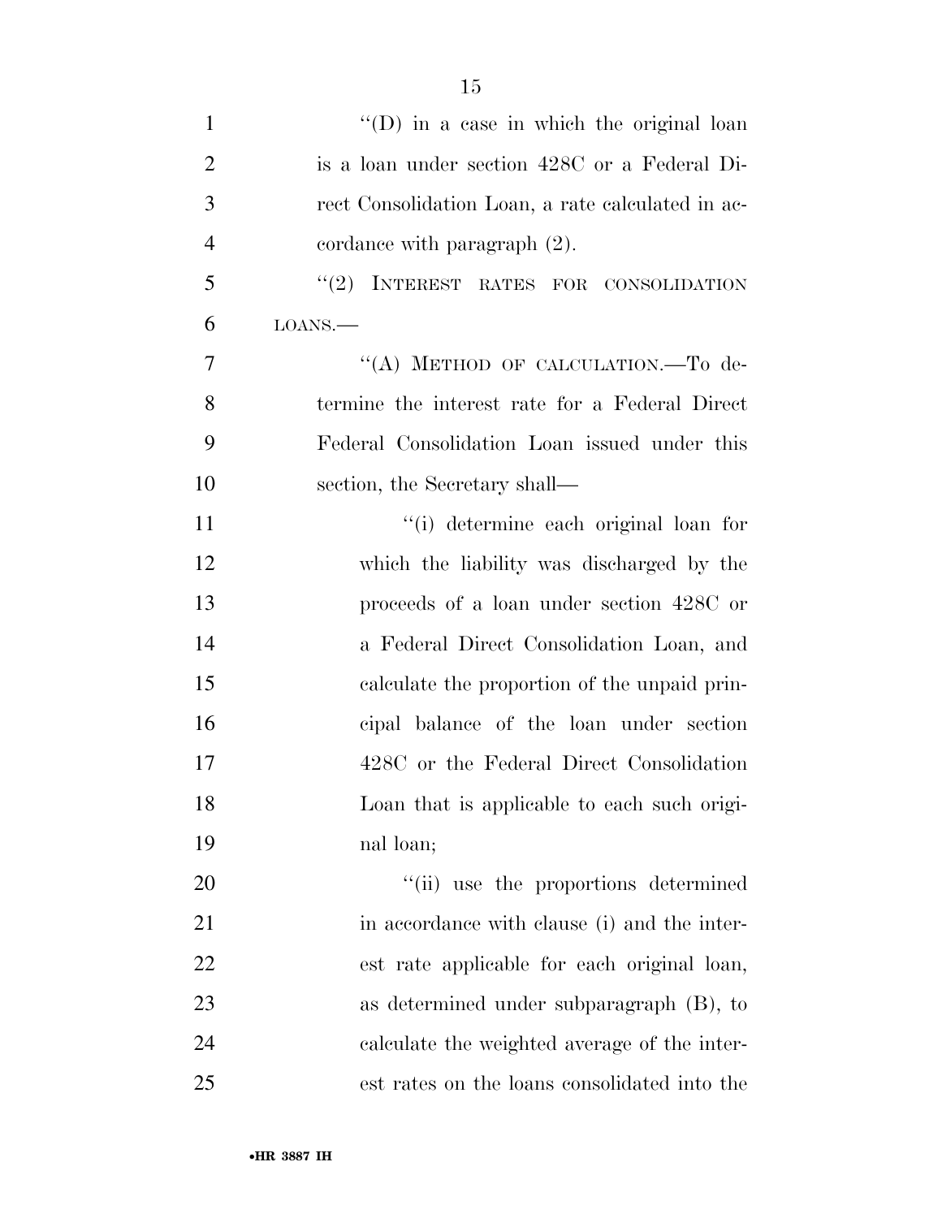"(D) in a case in which the original loan is a loan under section 428C or a Federal Direct Consolidation Loan, a rate calculated in accordance with paragraph (2).

"(2) INTEREST RATES FOR CONSOLIDATION LOANS.—

"(A) METHOD OF CALCULATION.—To determine the interest rate for a Federal Direct Federal Consolidation Loan issued under this section, the Secretary shall—

"(i) determine each original loan for which the liability was discharged by the proceeds of a loan under section 428C or a Federal Direct Consolidation Loan, and calculate the proportion of the unpaid principal balance of the loan under section 428C or the Federal Direct Consolidation Loan that is applicable to each such original loan;

"(ii) use the proportions determined in accordance with clause (i) and the interest rate applicable for each original loan, as determined under subparagraph (B), to calculate the weighted average of the interest rates on the loans consolidated into the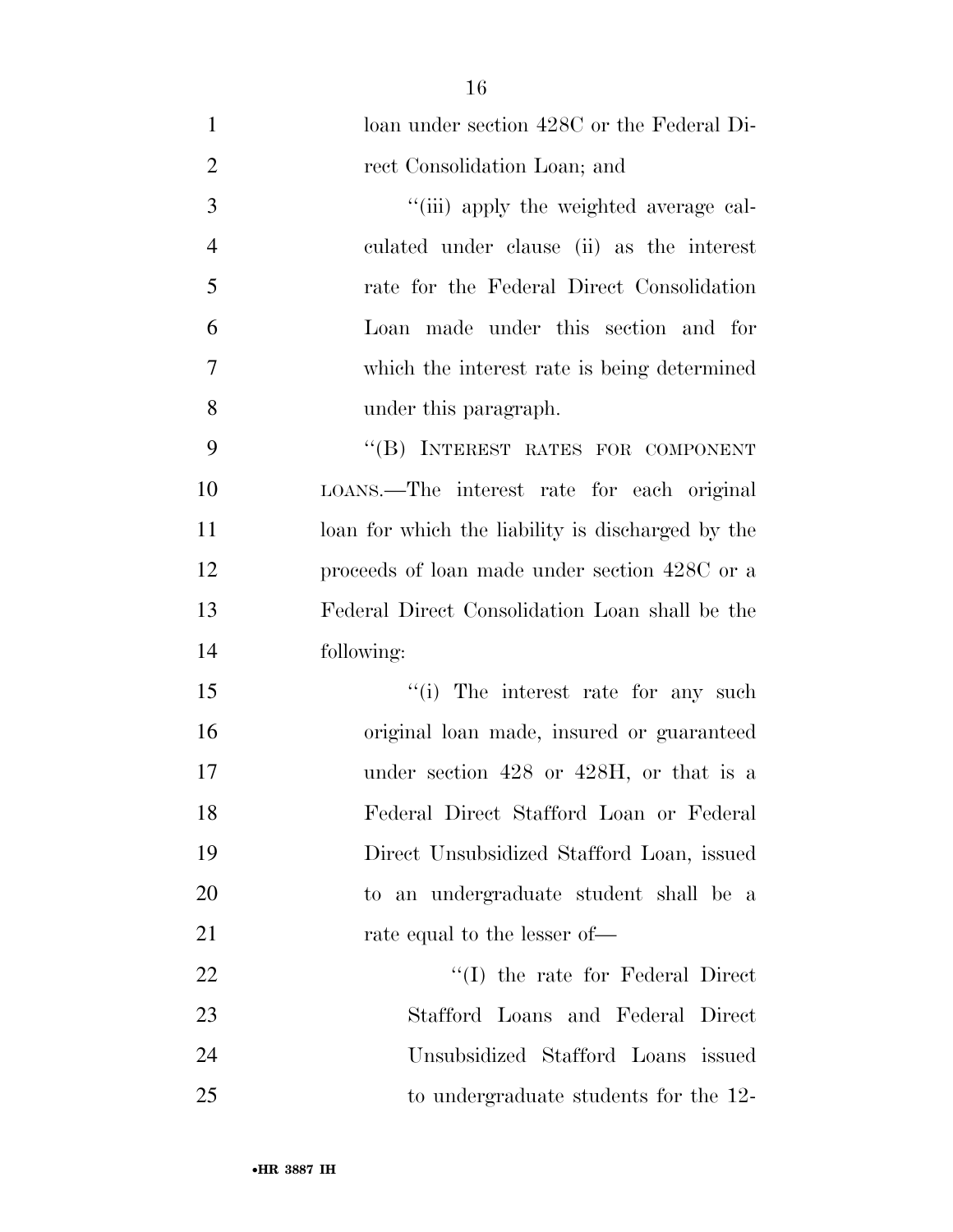loan under section 428C or the Federal Direct Consolidation Loan; and

''(iii) apply the weighted average calculated under clause (ii) as the interest rate for the Federal Direct Consolidation Loan made under this section and for which the interest rate is being determined under this paragraph.

''(B) INTEREST RATES FOR COMPONENT LOANS.—The interest rate for each original loan for which the liability is discharged by the proceeds of loan made under section 428C or a Federal Direct Consolidation Loan shall be the following:

''(i) The interest rate for any such original loan made, insured or guaranteed under section 428 or 428H, or that is a Federal Direct Stafford Loan or Federal Direct Unsubsidized Stafford Loan, issued to an undergraduate student shall be a rate equal to the lesser of—

''(I) the rate for Federal Direct Stafford Loans and Federal Direct Unsubsidized Stafford Loans issued to undergraduate students for the 12-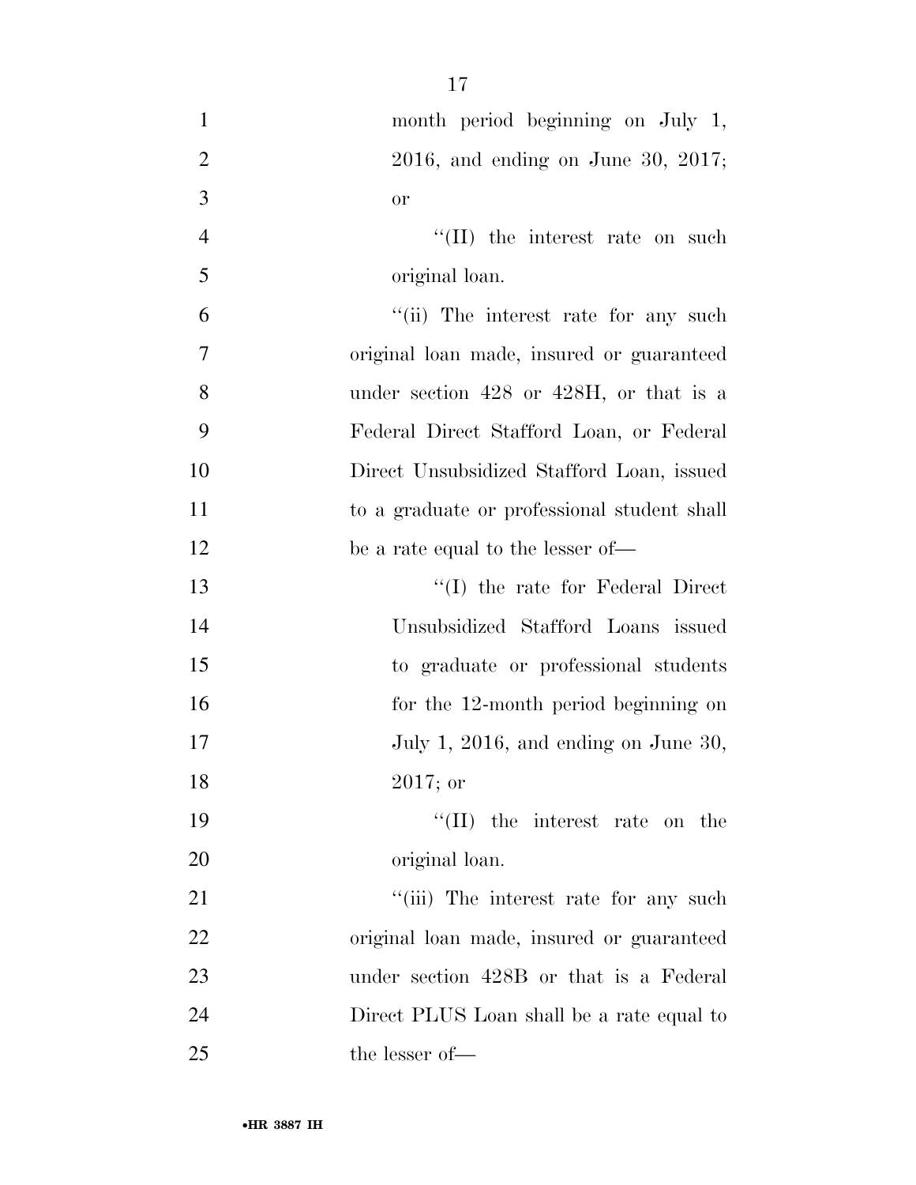month period beginning on July 1, 2016, and ending on June 30, 2017; or

''(II) the interest rate on such original loan.

''(ii) The interest rate for any such original loan made, insured or guaranteed under section 428 or 428H, or that is a Federal Direct Stafford Loan, or Federal Direct Unsubsidized Stafford Loan, issued to a graduate or professional student shall be a rate equal to the lesser of—

''(I) the rate for Federal Direct Unsubsidized Stafford Loans issued to graduate or professional students for the 12-month period beginning on July 1, 2016, and ending on June 30, 2017; or

''(II) the interest rate on the original loan.

''(iii) The interest rate for any such original loan made, insured or guaranteed under section 428B or that is a Federal Direct PLUS Loan shall be a rate equal to the lesser of—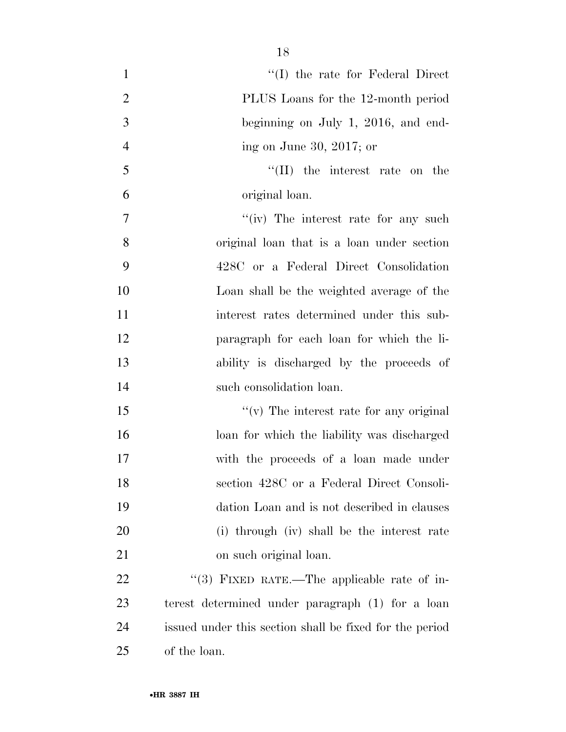''(I) the rate for Federal Direct PLUS Loans for the 12-month period beginning on July 1, 2016, and ending on June 30, 2017; or

''(II) the interest rate on the original loan.

''(iv) The interest rate for any such original loan that is a loan under section 428C or a Federal Direct Consolidation Loan shall be the weighted average of the interest rates determined under this subparagraph for each loan for which the liability is discharged by the proceeds of such consolidation loan.

''(v) The interest rate for any original loan for which the liability was discharged with the proceeds of a loan made under section 428C or a Federal Direct Consolidation Loan and is not described in clauses (i) through (iv) shall be the interest rate on such original loan.

''(3) FIXED RATE.—The applicable rate of interest determined under paragraph (1) for a loan issued under this section shall be fixed for the period of the loan.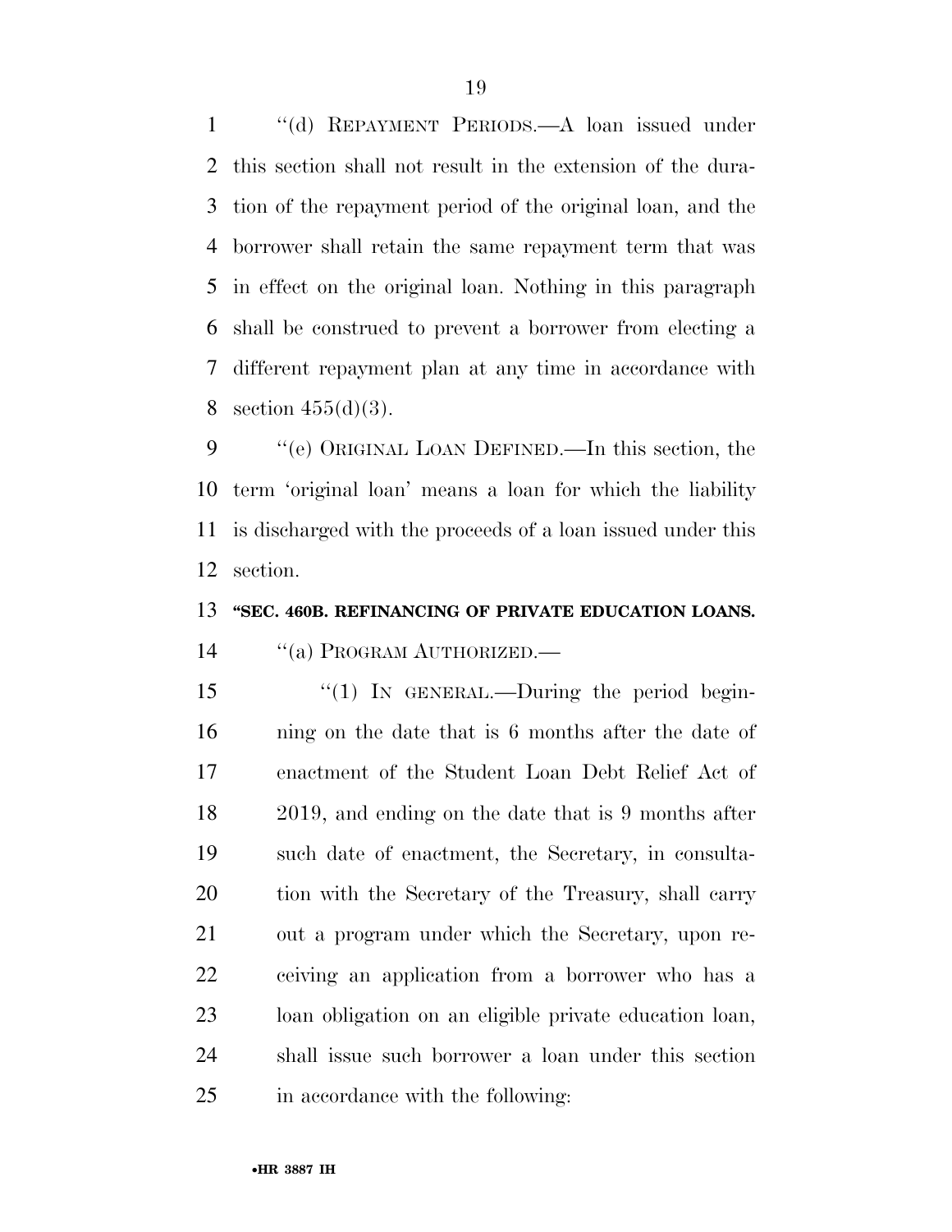"(d) REPAYMENT PERIODS.—A loan issued under this section shall not result in the extension of the duration of the repayment period of the original loan, and the borrower shall retain the same repayment term that was in effect on the original loan. Nothing in this paragraph shall be construed to prevent a borrower from electing a different repayment plan at any time in accordance with section 455(d)(3).

"(e) ORIGINAL LOAN DEFINED.—In this section, the term 'original loan' means a loan for which the liability is discharged with the proceeds of a loan issued under this section.

**"SEC. 460B. REFINANCING OF PRIVATE EDUCATION LOANS.**

"(a) PROGRAM AUTHORIZED.—

"(1) IN GENERAL.—During the period beginning on the date that is 6 months after the date of enactment of the Student Loan Debt Relief Act of 2019, and ending on the date that is 9 months after such date of enactment, the Secretary, in consultation with the Secretary of the Treasury, shall carry out a program under which the Secretary, upon receiving an application from a borrower who has a loan obligation on an eligible private education loan, shall issue such borrower a loan under this section in accordance with the following: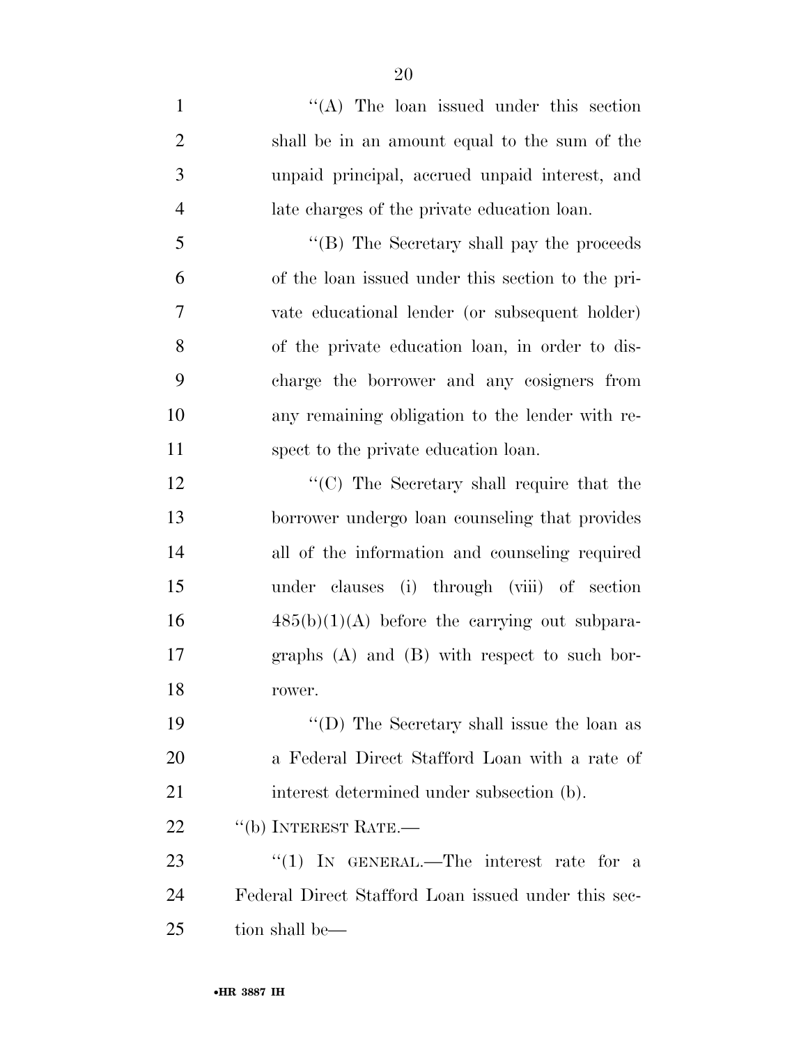"(A) The loan issued under this section shall be in an amount equal to the sum of the unpaid principal, accrued unpaid interest, and late charges of the private education loan.

"(B) The Secretary shall pay the proceeds of the loan issued under this section to the private educational lender (or subsequent holder) of the private education loan, in order to discharge the borrower and any cosigners from any remaining obligation to the lender with respect to the private education loan.

"(C) The Secretary shall require that the borrower undergo loan counseling that provides all of the information and counseling required under clauses (i) through (viii) of section 485(b)(1)(A) before the carrying out subparagraphs (A) and (B) with respect to such borrower.

"(D) The Secretary shall issue the loan as a Federal Direct Stafford Loan with a rate of interest determined under subsection (b).

"(b) INTEREST RATE.—

"(1) IN GENERAL.—The interest rate for a Federal Direct Stafford Loan issued under this section shall be—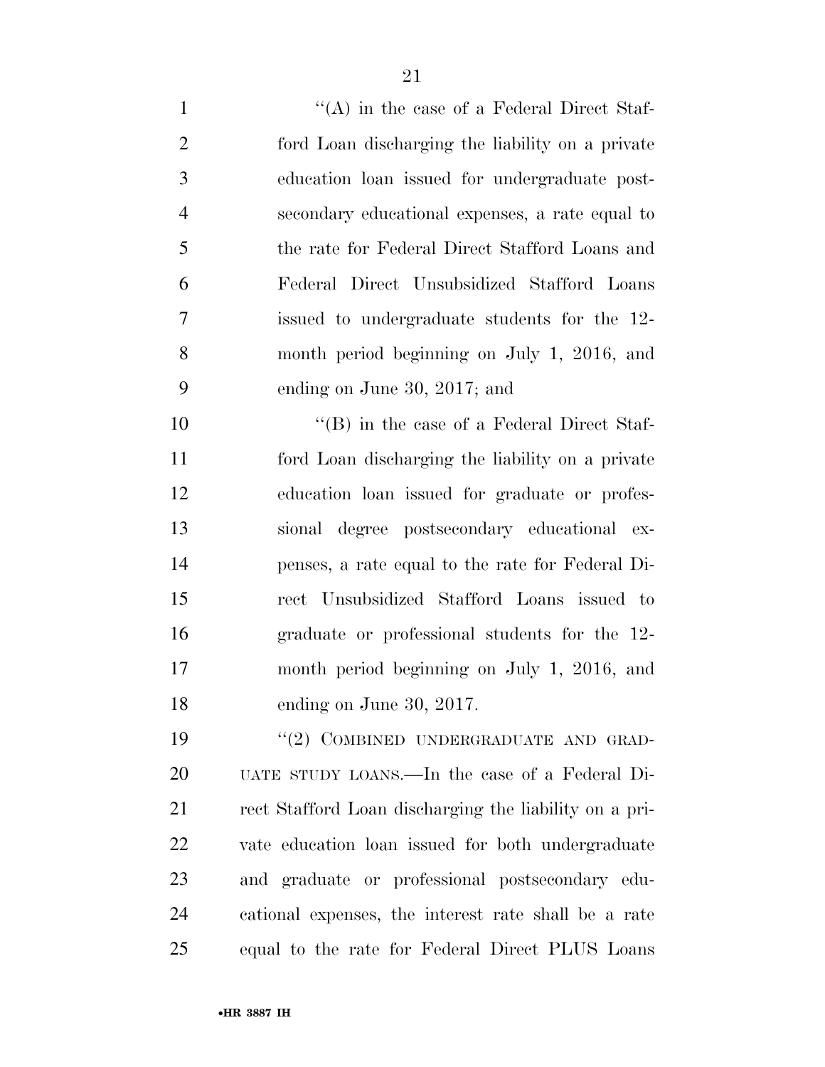"(A) in the case of a Federal Direct Stafford Loan discharging the liability on a private education loan issued for undergraduate postsecondary educational expenses, a rate equal to the rate for Federal Direct Stafford Loans and Federal Direct Unsubsidized Stafford Loans issued to undergraduate students for the 12-month period beginning on July 1, 2016, and ending on June 30, 2017; and

"(B) in the case of a Federal Direct Stafford Loan discharging the liability on a private education loan issued for graduate or professional degree postsecondary educational expenses, a rate equal to the rate for Federal Direct Unsubsidized Stafford Loans issued to graduate or professional students for the 12-month period beginning on July 1, 2016, and ending on June 30, 2017.

"(2) COMBINED UNDERGRADUATE AND GRADUATE STUDY LOANS.—In the case of a Federal Direct Stafford Loan discharging the liability on a private education loan issued for both undergraduate and graduate or professional postsecondary educational expenses, the interest rate shall be a rate equal to the rate for Federal Direct PLUS Loans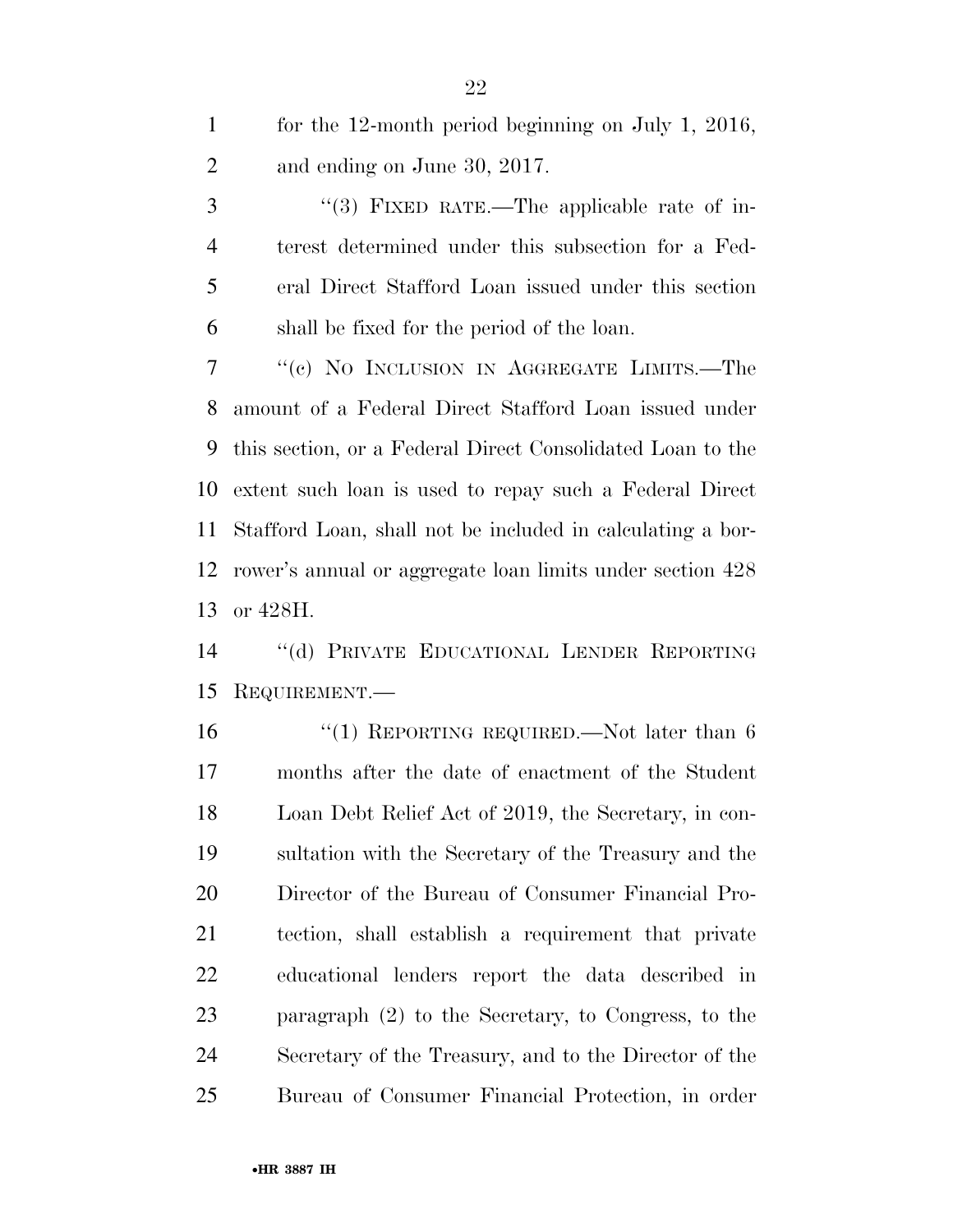for the 12-month period beginning on July 1, 2016, and ending on June 30, 2017.

"(3) FIXED RATE.—The applicable rate of interest determined under this subsection for a Federal Direct Stafford Loan issued under this section shall be fixed for the period of the loan.

"(c) NO INCLUSION IN AGGREGATE LIMITS.—The amount of a Federal Direct Stafford Loan issued under this section, or a Federal Direct Consolidated Loan to the extent such loan is used to repay such a Federal Direct Stafford Loan, shall not be included in calculating a borrower's annual or aggregate loan limits under section 428 or 428H.

"(d) PRIVATE EDUCATIONAL LENDER REPORTING REQUIREMENT.—

"(1) REPORTING REQUIRED.—Not later than 6 months after the date of enactment of the Student Loan Debt Relief Act of 2019, the Secretary, in consultation with the Secretary of the Treasury and the Director of the Bureau of Consumer Financial Protection, shall establish a requirement that private educational lenders report the data described in paragraph (2) to the Secretary, to Congress, to the Secretary of the Treasury, and to the Director of the Bureau of Consumer Financial Protection, in order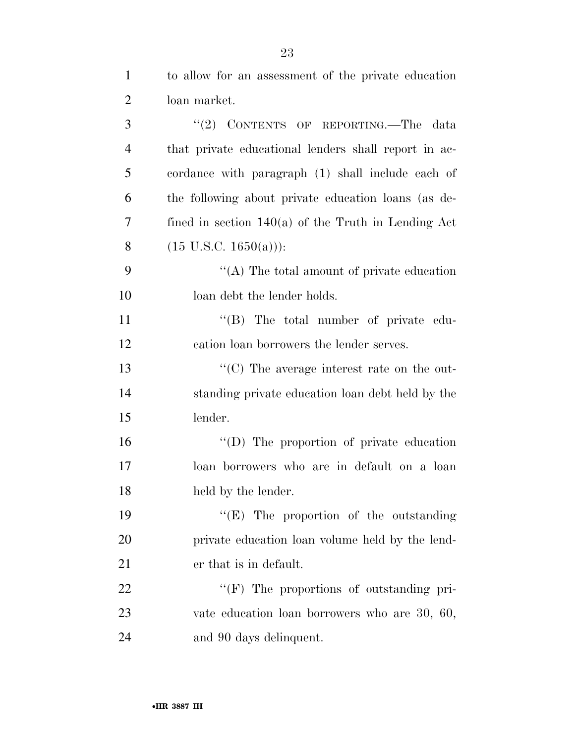to allow for an assessment of the private education loan market.

''(2) CONTENTS OF REPORTING.—The data that private educational lenders shall report in accordance with paragraph (1) shall include each of the following about private education loans (as defined in section 140(a) of the Truth in Lending Act (15 U.S.C. 1650(a))):

''(A) The total amount of private education loan debt the lender holds.

''(B) The total number of private education loan borrowers the lender serves.

''(C) The average interest rate on the outstanding private education loan debt held by the lender.

''(D) The proportion of private education loan borrowers who are in default on a loan held by the lender.

''(E) The proportion of the outstanding private education loan volume held by the lender that is in default.

''(F) The proportions of outstanding private education loan borrowers who are 30, 60, and 90 days delinquent.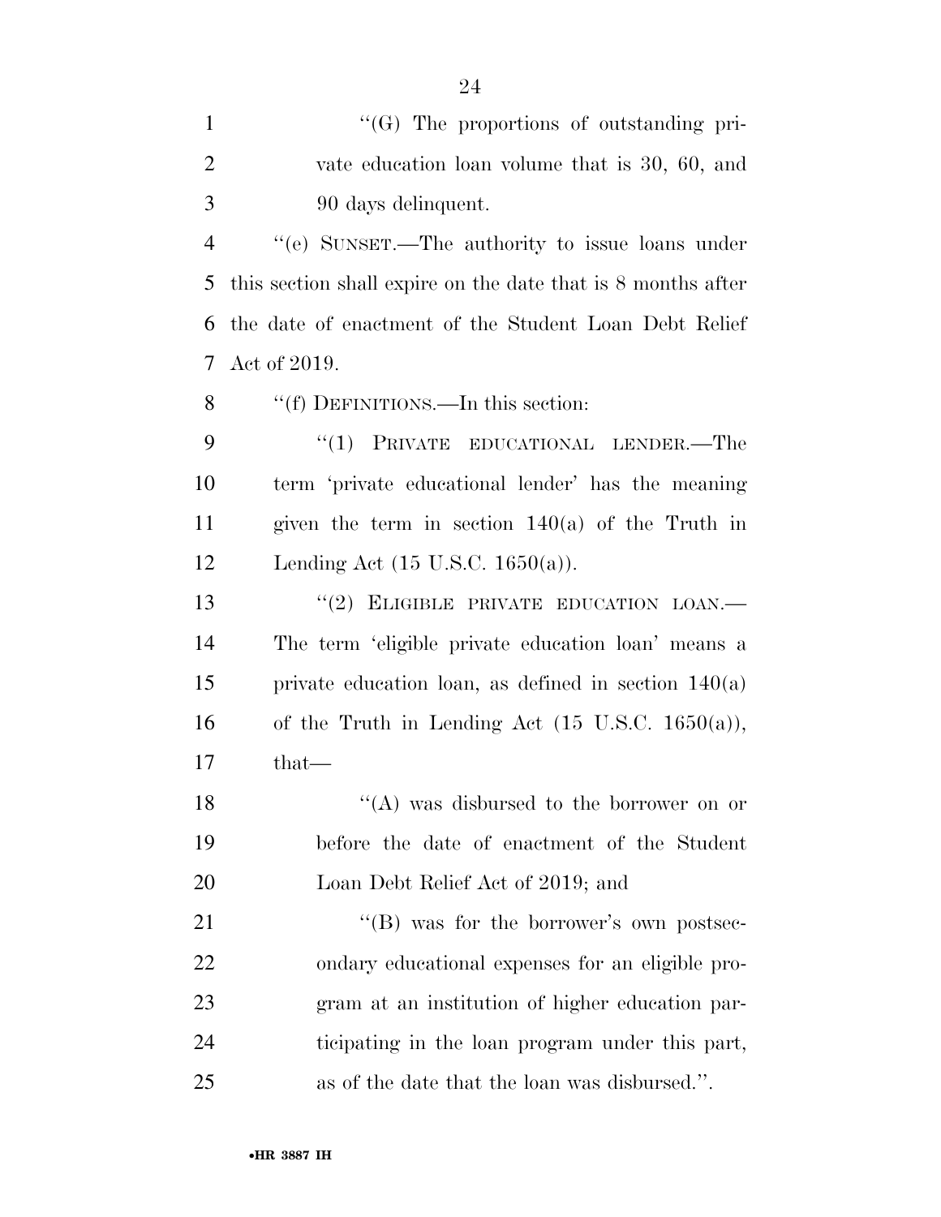"(G) The proportions of outstanding private education loan volume that is 30, 60, and 90 days delinquent.

"(e) SUNSET.—The authority to issue loans under this section shall expire on the date that is 8 months after the date of enactment of the Student Loan Debt Relief Act of 2019.

"(f) DEFINITIONS.—In this section:

"(1) PRIVATE EDUCATIONAL LENDER.—The term 'private educational lender' has the meaning given the term in section 140(a) of the Truth in Lending Act (15 U.S.C. 1650(a)).

"(2) ELIGIBLE PRIVATE EDUCATION LOAN.— The term 'eligible private education loan' means a private education loan, as defined in section 140(a) of the Truth in Lending Act (15 U.S.C. 1650(a)), that—

"(A) was disbursed to the borrower on or before the date of enactment of the Student Loan Debt Relief Act of 2019; and

"(B) was for the borrower's own postsecondary educational expenses for an eligible program at an institution of higher education participating in the loan program under this part, as of the date that the loan was disbursed.".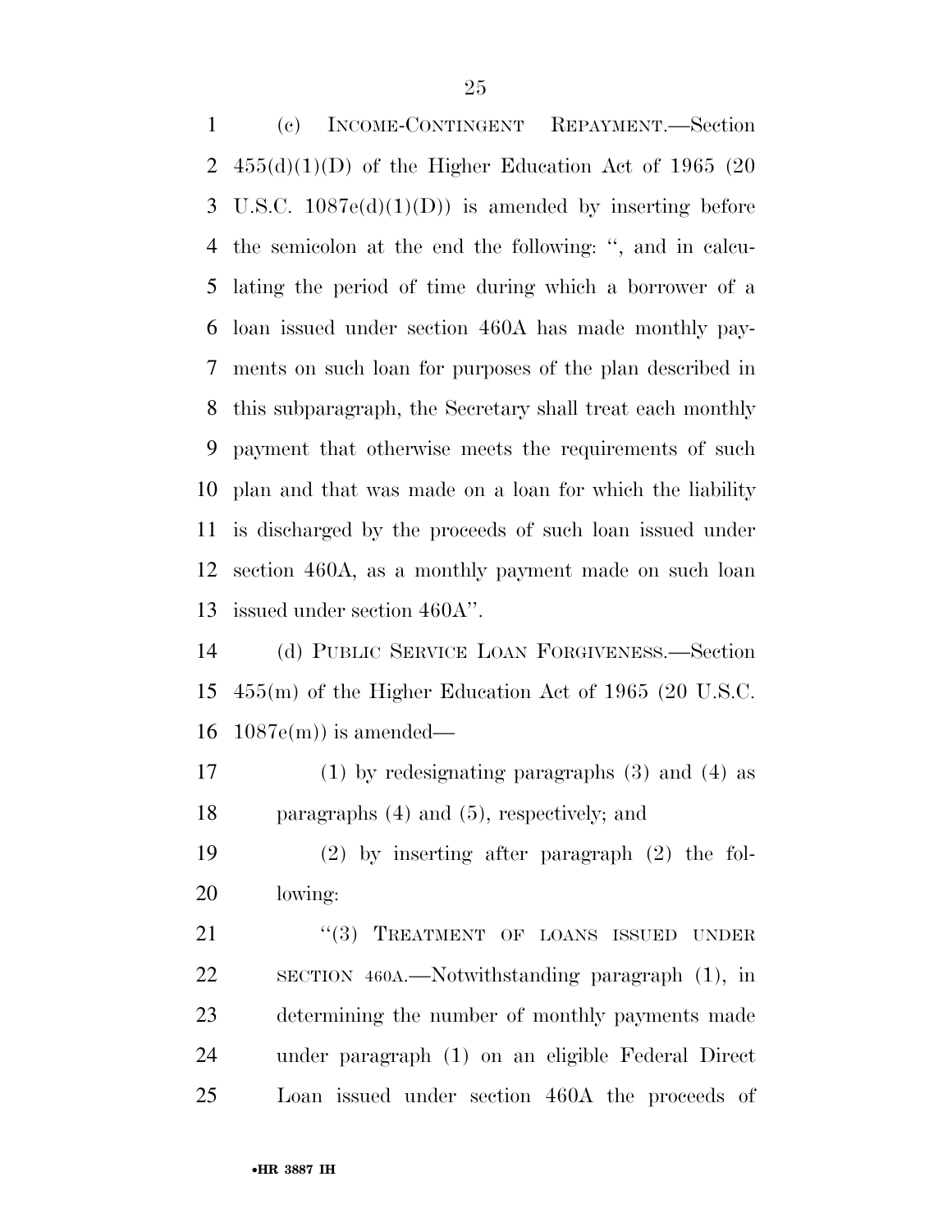(c) INCOME-CONTINGENT REPAYMENT.—Section 455(d)(1)(D) of the Higher Education Act of 1965 (20 U.S.C. 1087e(d)(1)(D)) is amended by inserting before the semicolon at the end the following: ", and in calculating the period of time during which a borrower of a loan issued under section 460A has made monthly payments on such loan for purposes of the plan described in this subparagraph, the Secretary shall treat each monthly payment that otherwise meets the requirements of such plan and that was made on a loan for which the liability is discharged by the proceeds of such loan issued under section 460A, as a monthly payment made on such loan issued under section 460A".

(d) PUBLIC SERVICE LOAN FORGIVENESS.—Section 455(m) of the Higher Education Act of 1965 (20 U.S.C. 1087e(m)) is amended—

(1) by redesignating paragraphs (3) and (4) as paragraphs (4) and (5), respectively; and

(2) by inserting after paragraph (2) the following:

"(3) TREATMENT OF LOANS ISSUED UNDER SECTION 460A.—Notwithstanding paragraph (1), in determining the number of monthly payments made under paragraph (1) on an eligible Federal Direct Loan issued under section 460A the proceeds of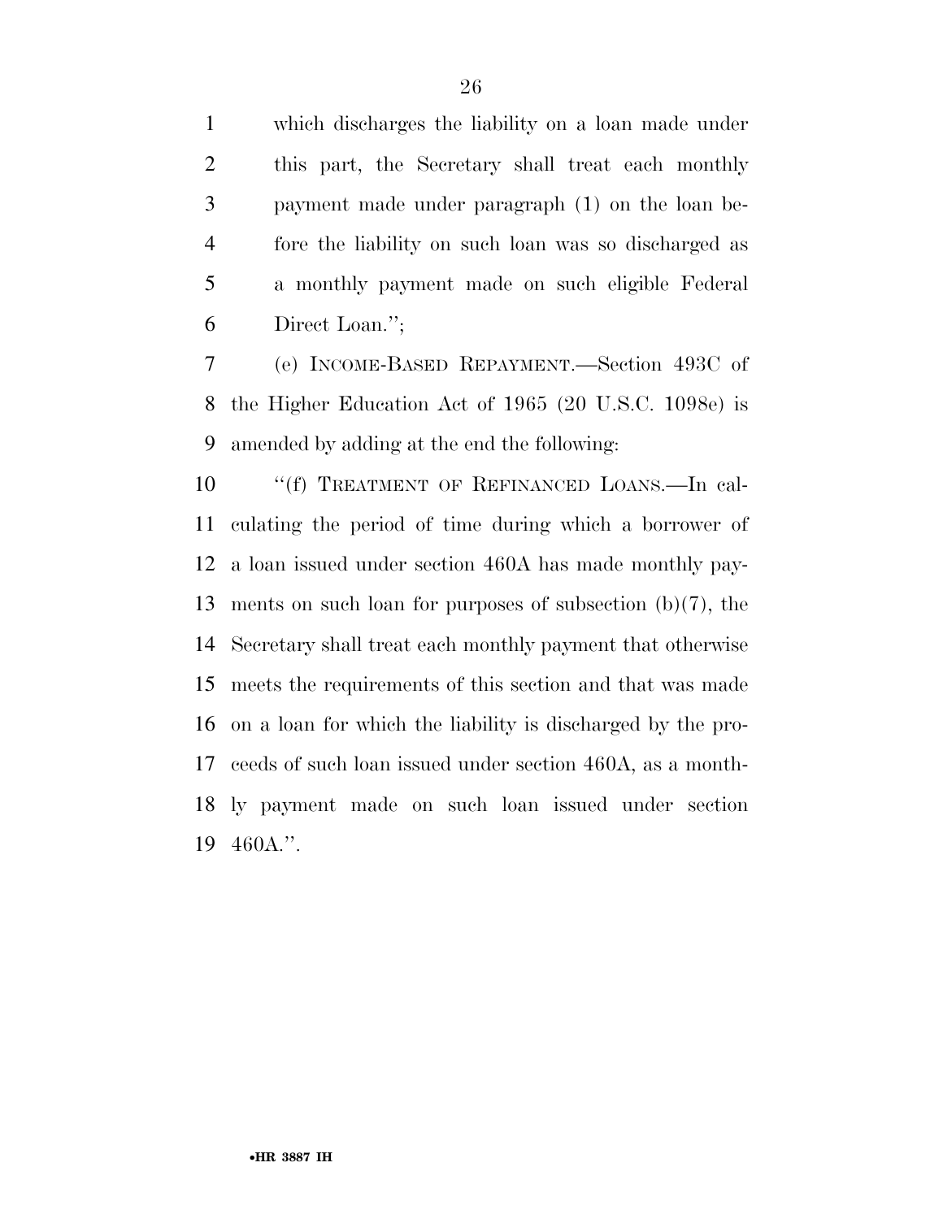which discharges the liability on a loan made under this part, the Secretary shall treat each monthly payment made under paragraph (1) on the loan before the liability on such loan was so discharged as a monthly payment made on such eligible Federal Direct Loan.'';

(e) INCOME-BASED REPAYMENT.—Section 493C of the Higher Education Act of 1965 (20 U.S.C. 1098e) is amended by adding at the end the following:

''(f) TREATMENT OF REFINANCED LOANS.—In calculating the period of time during which a borrower of a loan issued under section 460A has made monthly payments on such loan for purposes of subsection (b)(7), the Secretary shall treat each monthly payment that otherwise meets the requirements of this section and that was made on a loan for which the liability is discharged by the proceeds of such loan issued under section 460A, as a monthly payment made on such loan issued under section 460A.''.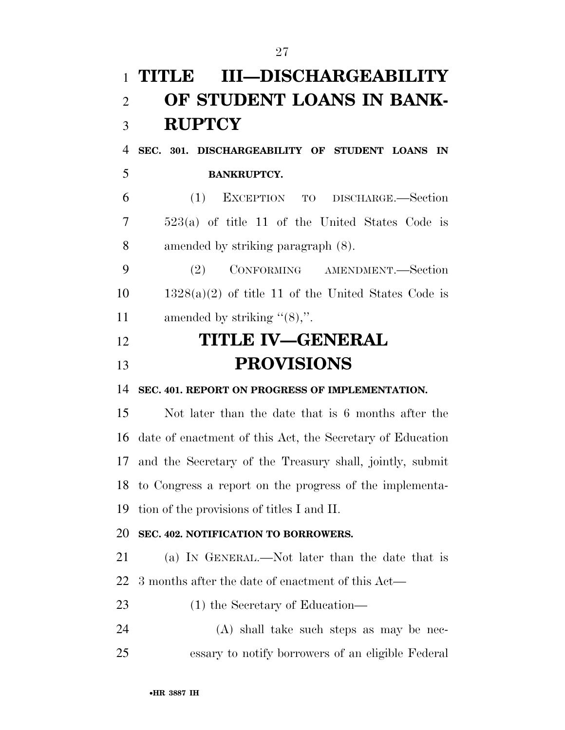# TITLE III—DISCHARGEABILITY OF STUDENT LOANS IN BANKRUPTCY

### SEC. 301. DISCHARGEABILITY OF STUDENT LOANS IN BANKRUPTCY.

(1) EXCEPTION TO DISCHARGE.—Section 523(a) of title 11 of the United States Code is amended by striking paragraph (8).

(2) CONFORMING AMENDMENT.—Section 1328(a)(2) of title 11 of the United States Code is amended by striking ''(8),''.

# TITLE IV—GENERAL PROVISIONS

### SEC. 401. REPORT ON PROGRESS OF IMPLEMENTATION.

Not later than the date that is 6 months after the date of enactment of this Act, the Secretary of Education and the Secretary of the Treasury shall, jointly, submit to Congress a report on the progress of the implementation of the provisions of titles I and II.

### SEC. 402. NOTIFICATION TO BORROWERS.

(a) IN GENERAL.—Not later than the date that is 3 months after the date of enactment of this Act—

(1) the Secretary of Education—

(A) shall take such steps as may be necessary to notify borrowers of an eligible Federal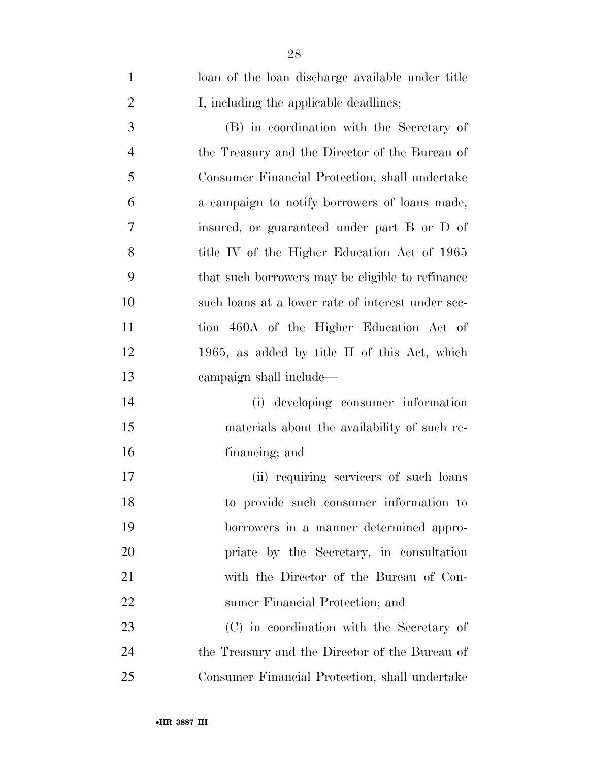loan of the loan discharge available under title I, including the applicable deadlines;

(B) in coordination with the Secretary of the Treasury and the Director of the Bureau of Consumer Financial Protection, shall undertake a campaign to notify borrowers of loans made, insured, or guaranteed under part B or D of title IV of the Higher Education Act of 1965 that such borrowers may be eligible to refinance such loans at a lower rate of interest under section 460A of the Higher Education Act of 1965, as added by title II of this Act, which campaign shall include—

(i) developing consumer information materials about the availability of such refinancing; and

(ii) requiring servicers of such loans to provide such consumer information to borrowers in a manner determined appropriate by the Secretary, in consultation with the Director of the Bureau of Consumer Financial Protection; and

(C) in coordination with the Secretary of the Treasury and the Director of the Bureau of Consumer Financial Protection, shall undertake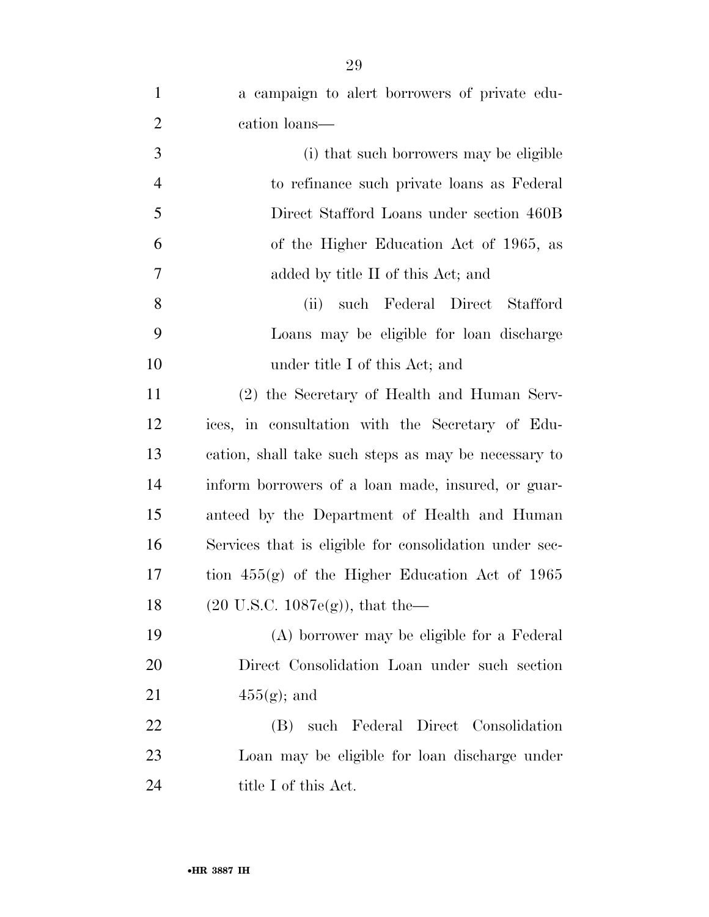a campaign to alert borrowers of private education loans—

(i) that such borrowers may be eligible to refinance such private loans as Federal Direct Stafford Loans under section 460B of the Higher Education Act of 1965, as added by title II of this Act; and

(ii) such Federal Direct Stafford Loans may be eligible for loan discharge under title I of this Act; and

(2) the Secretary of Health and Human Services, in consultation with the Secretary of Education, shall take such steps as may be necessary to inform borrowers of a loan made, insured, or guaranteed by the Department of Health and Human Services that is eligible for consolidation under section 455(g) of the Higher Education Act of 1965 (20 U.S.C. 1087e(g)), that the—

(A) borrower may be eligible for a Federal Direct Consolidation Loan under such section 455(g); and

(B) such Federal Direct Consolidation Loan may be eligible for loan discharge under title I of this Act.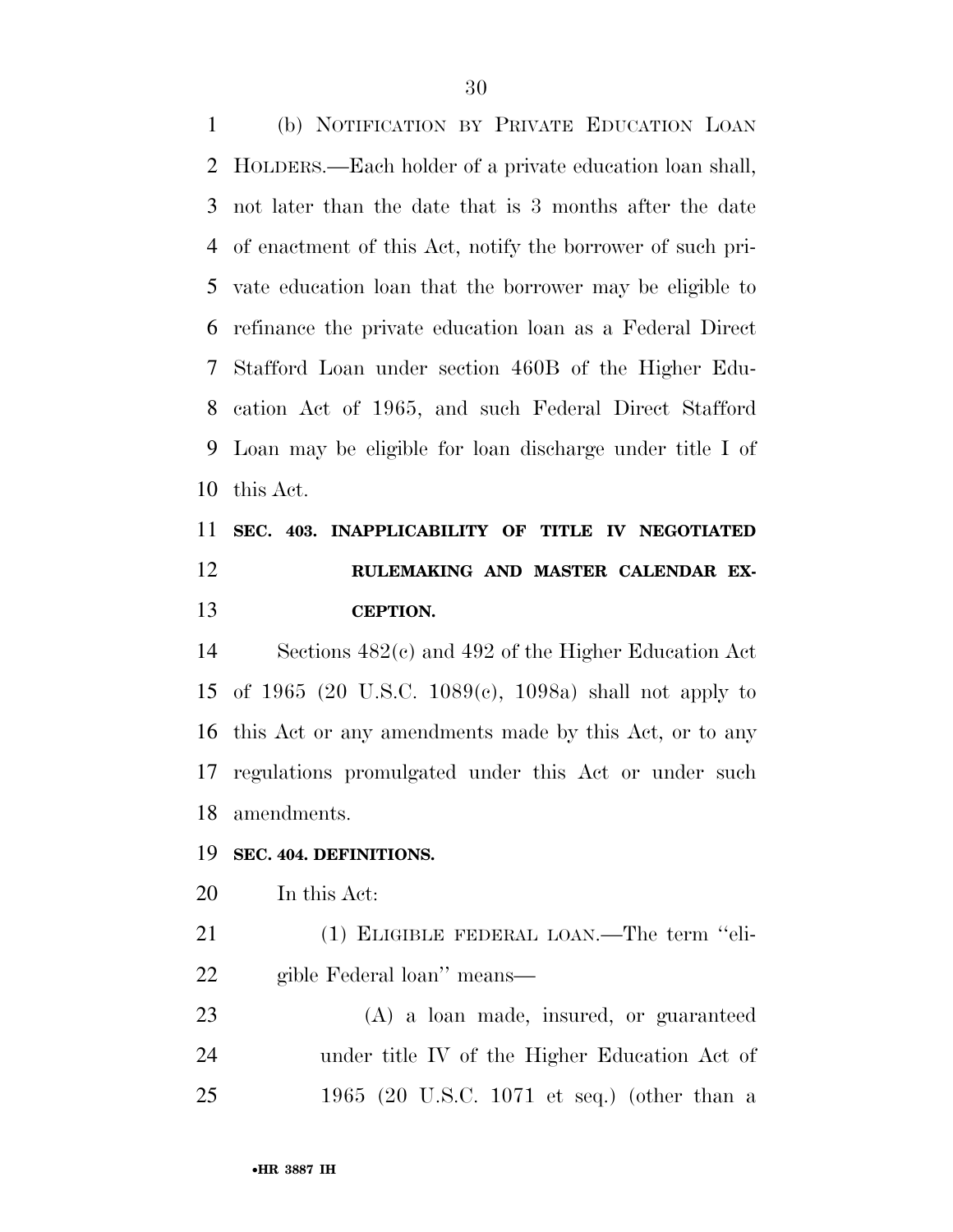(b) NOTIFICATION BY PRIVATE EDUCATION LOAN HOLDERS.—Each holder of a private education loan shall, not later than the date that is 3 months after the date of enactment of this Act, notify the borrower of such private education loan that the borrower may be eligible to refinance the private education loan as a Federal Direct Stafford Loan under section 460B of the Higher Education Act of 1965, and such Federal Direct Stafford Loan may be eligible for loan discharge under title I of this Act.

**SEC. 403. INAPPLICABILITY OF TITLE IV NEGOTIATED RULEMAKING AND MASTER CALENDAR EXCEPTION.**

Sections 482(c) and 492 of the Higher Education Act of 1965 (20 U.S.C. 1089(c), 1098a) shall not apply to this Act or any amendments made by this Act, or to any regulations promulgated under this Act or under such amendments.

**SEC. 404. DEFINITIONS.**

In this Act:

(1) ELIGIBLE FEDERAL LOAN.—The term "eligible Federal loan" means—

(A) a loan made, insured, or guaranteed under title IV of the Higher Education Act of 1965 (20 U.S.C. 1071 et seq.) (other than a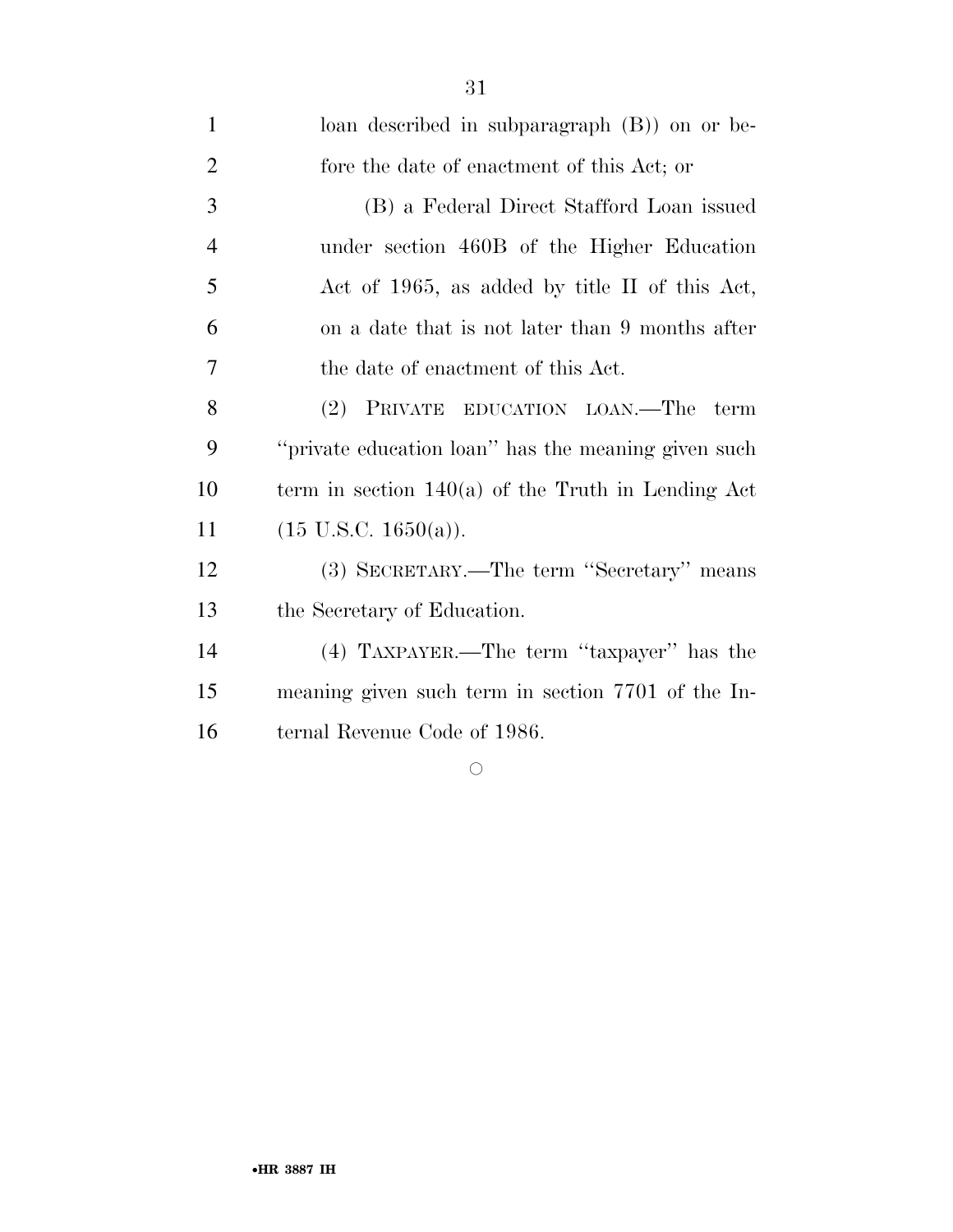loan described in subparagraph (B)) on or before the date of enactment of this Act; or

(B) a Federal Direct Stafford Loan issued under section 460B of the Higher Education Act of 1965, as added by title II of this Act, on a date that is not later than 9 months after the date of enactment of this Act.

(2) PRIVATE EDUCATION LOAN.—The term ''private education loan'' has the meaning given such term in section 140(a) of the Truth in Lending Act (15 U.S.C. 1650(a)).

(3) SECRETARY.—The term ''Secretary'' means the Secretary of Education.

(4) TAXPAYER.—The term ''taxpayer'' has the meaning given such term in section 7701 of the Internal Revenue Code of 1986.

○